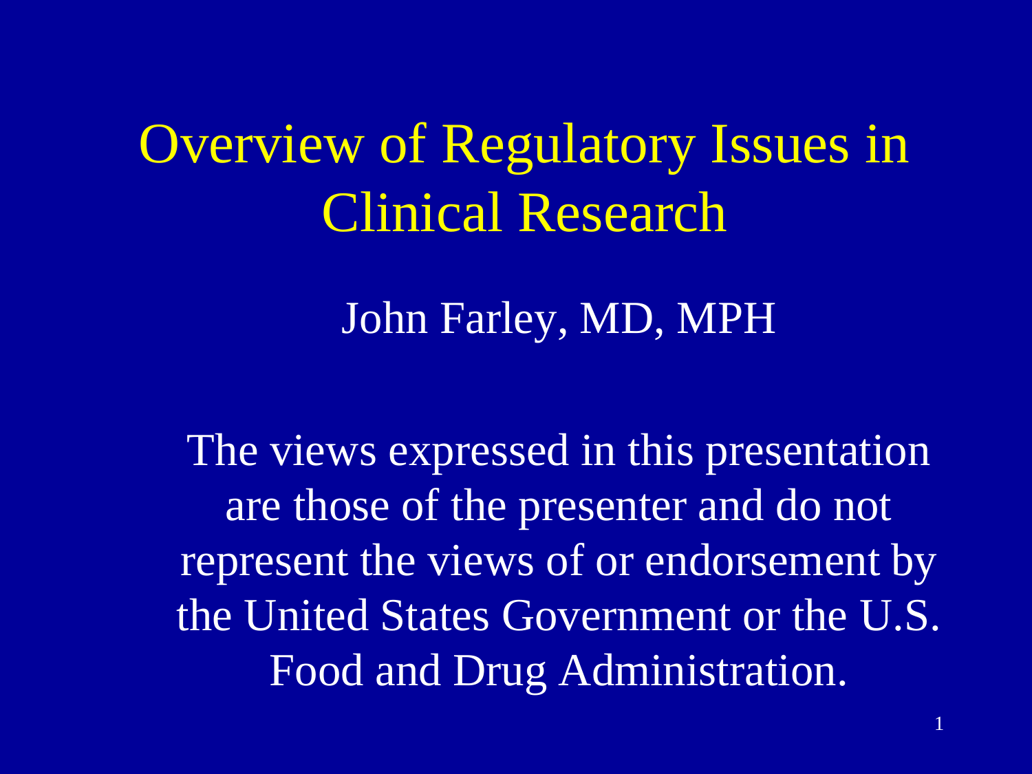# Overview of Regulatory Issues in Clinical Research

John Farley, MD, MPH

The views expressed in this presentation are those of the presenter and do not represent the views of or endorsement by the United States Government or the U.S. Food and Drug Administration.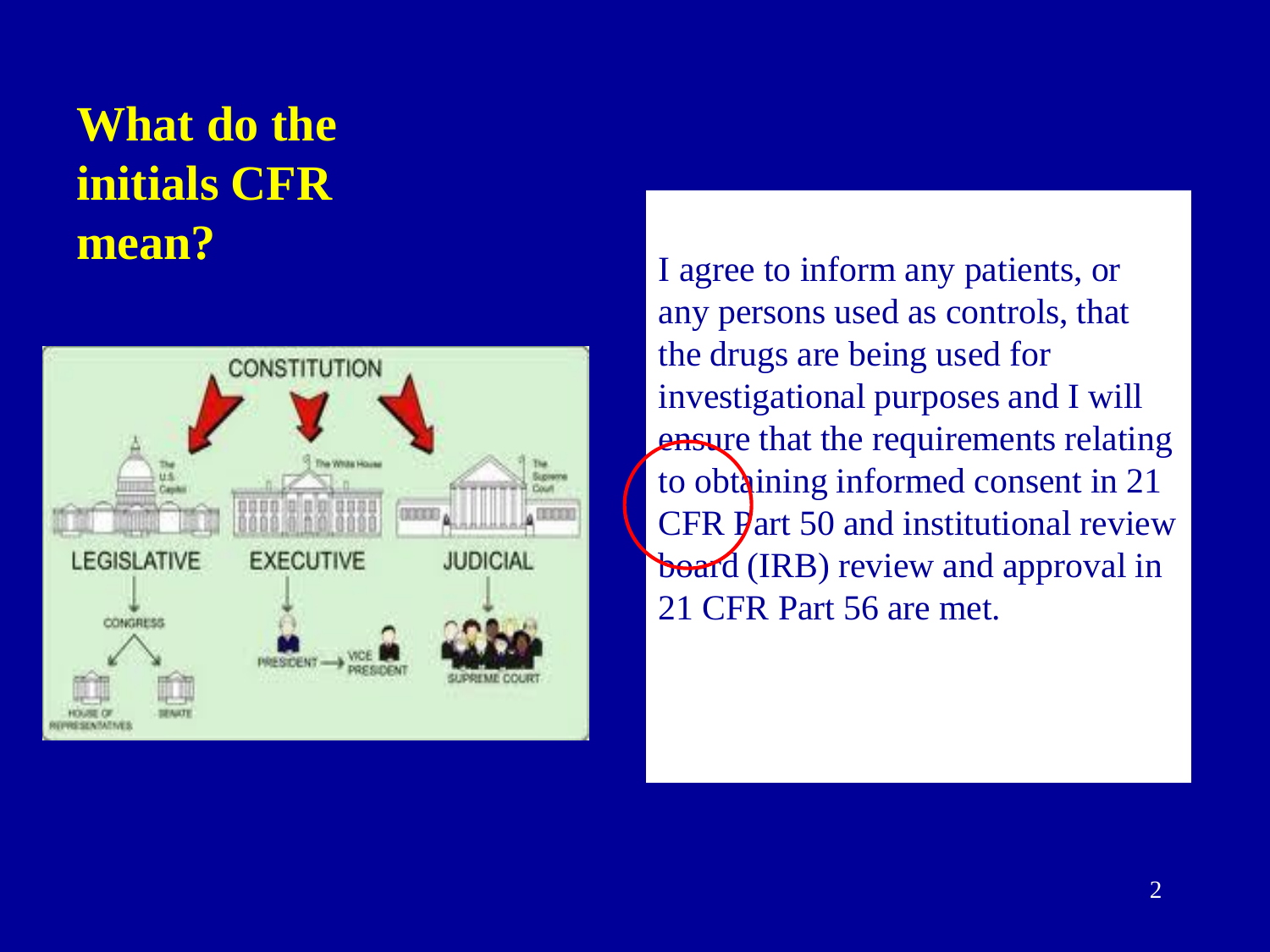# What do the initials CFR mean?

I agree to inform any patients, or any persons used as controls, that the drugs are being used for investigational purposes and I will ensure that the requirements relating to obtaining informed consent in 21 CFR Part 50 and institutional review board (IRB) review and approval in 21 CFR Part 56 are met.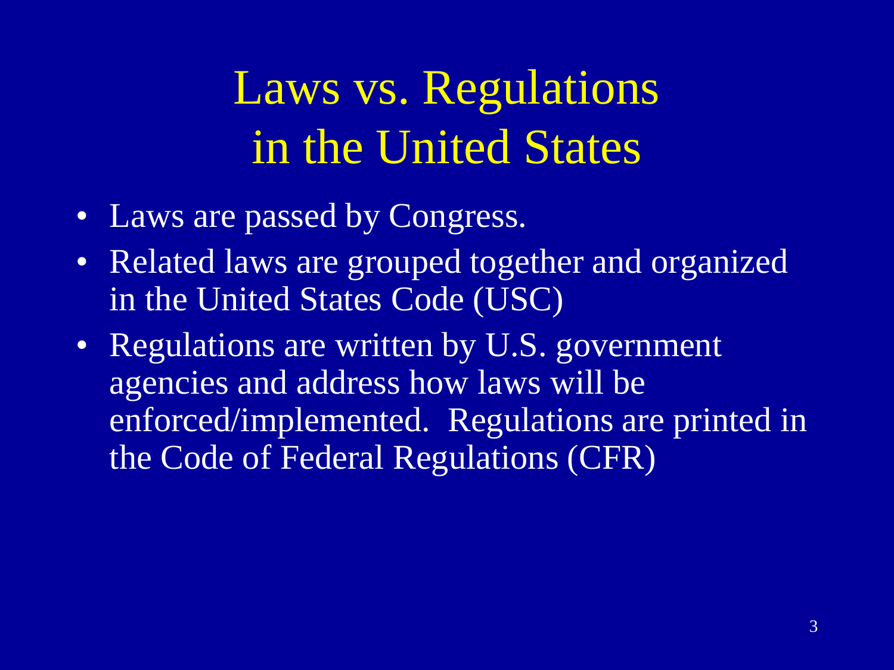# Laws vs. Regulations in the United States

- Laws are passed by Congress.
- Related laws are grouped together and organized in the United States Code (USC)
- Regulations are written by U.S. government agencies and address how laws will be enforced/implemented.  Regulations are printed in the Code of Federal Regulations (CFR)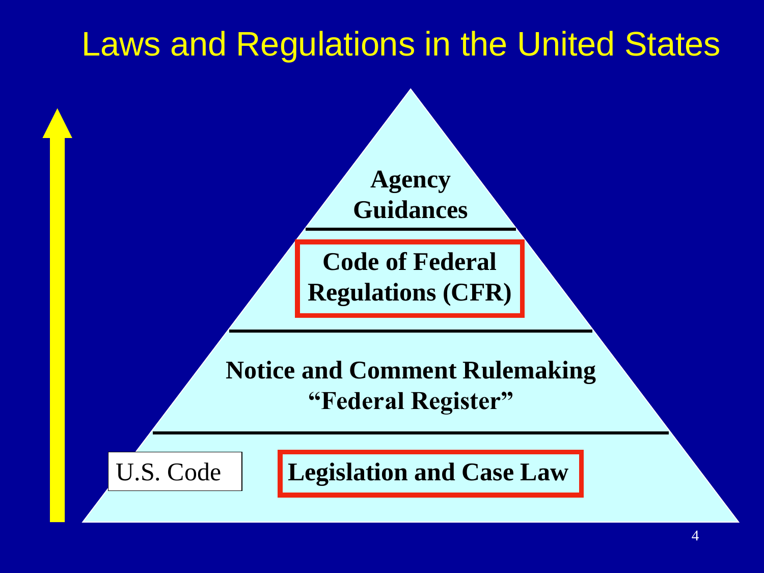# Laws and Regulations in the United States

Agency Guidances

Code of Federal Regulations (CFR)

Notice and Comment Rulemaking
"Federal Register"

U.S. Code

Legislation and Case Law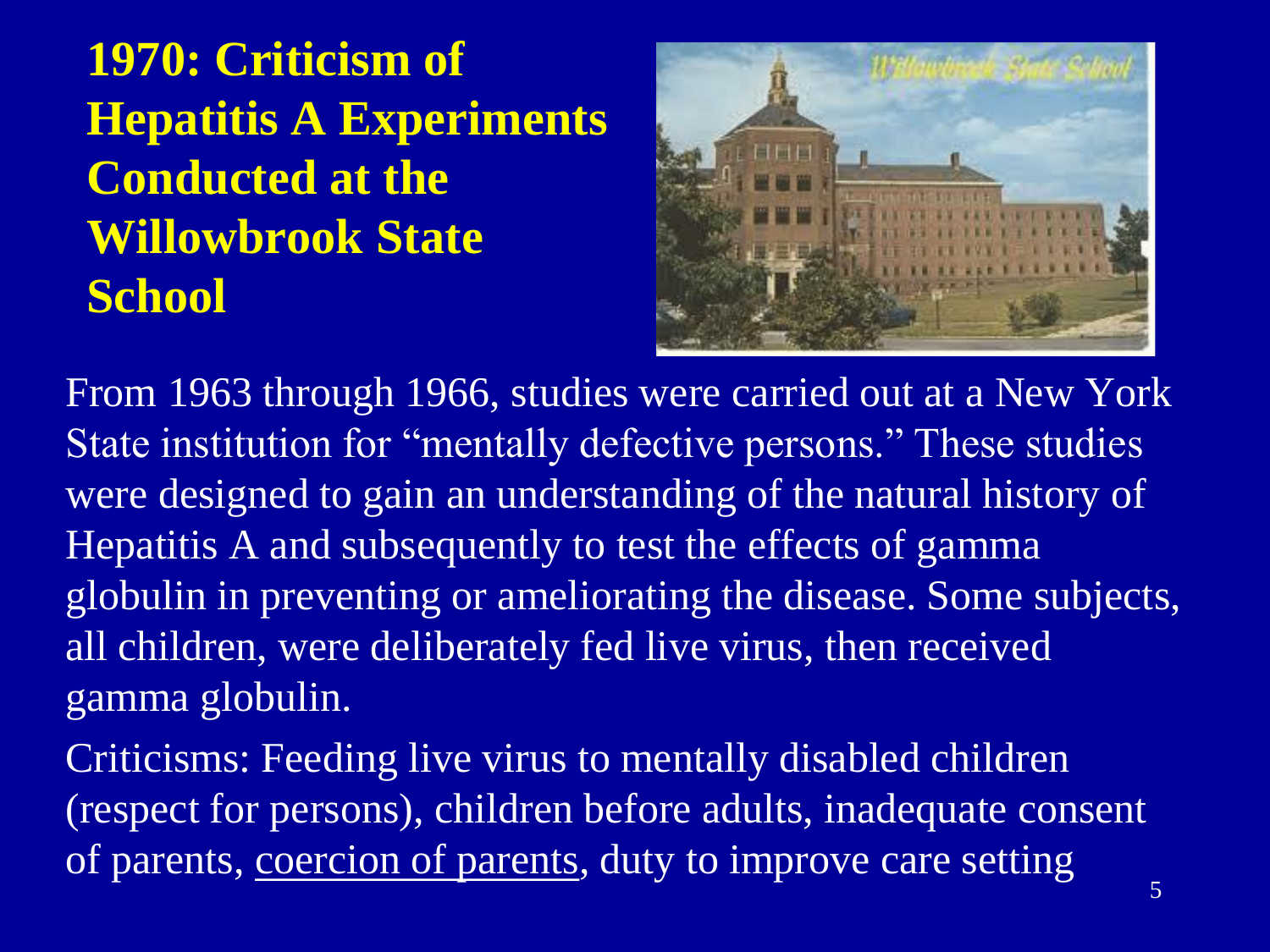# 1970: Criticism of Hepatitis A Experiments Conducted at the Willowbrook State School

From 1963 through 1966, studies were carried out at a New York State institution for "mentally defective persons." These studies were designed to gain an understanding of the natural history of Hepatitis A and subsequently to test the effects of gamma globulin in preventing or ameliorating the disease. Some subjects, all children, were deliberately fed live virus, then received gamma globulin.

Criticisms: Feeding live virus to mentally disabled children (respect for persons), children before adults, inadequate consent of parents, <u>coercion of parents</u>, duty to improve care setting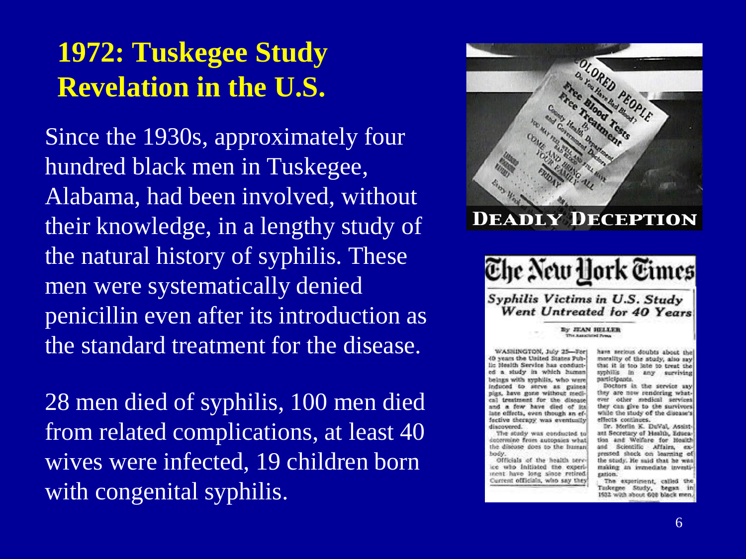# 1972: Tuskegee Study Revelation in the U.S.

Since the 1930s, approximately four hundred black men in Tuskegee, Alabama, had been involved, without their knowledge, in a lengthy study of the natural history of syphilis. These men were systematically denied penicillin even after its introduction as the standard treatment for the disease.

28 men died of syphilis, 100 men died from related complications, at least 40 wives were infected, 19 children born with congenital syphilis.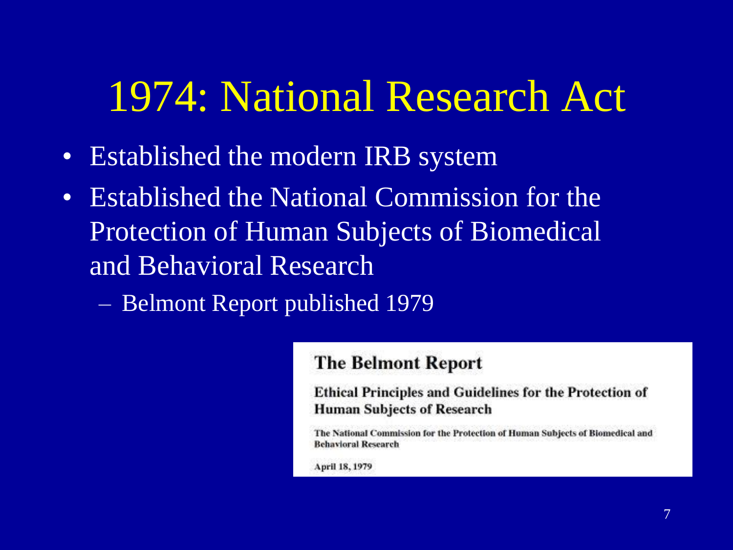# 1974: National Research Act

- Established the modern IRB system
- Established the National Commission for the Protection of Human Subjects of Biomedical and Behavioral Research
  - Belmont Report published 1979

**The Belmont Report**

**Ethical Principles and Guidelines for the Protection of Human Subjects of Research**

**The National Commission for the Protection of Human Subjects of Biomedical and Behavioral Research**

**April 18, 1979**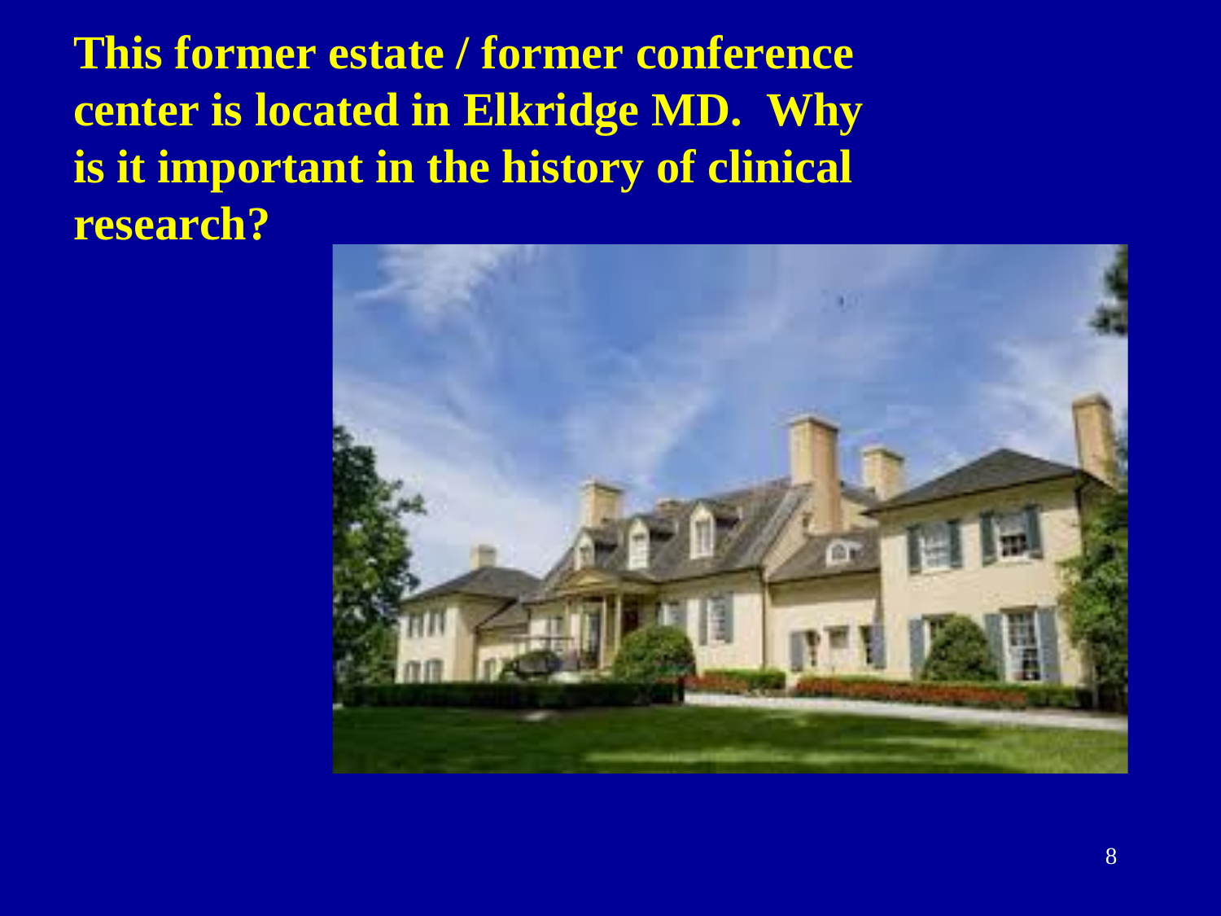**This former estate / former conference center is located in Elkridge MD. Why is it important in the history of clinical research?**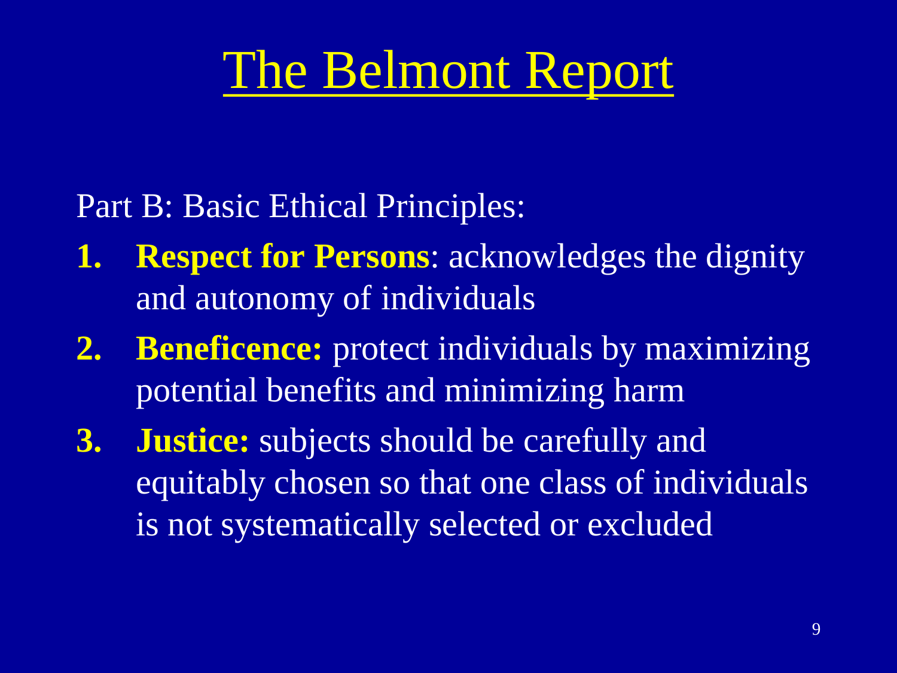# The Belmont Report

Part B: Basic Ethical Principles:

1. **Respect for Persons**: acknowledges the dignity and autonomy of individuals
2. **Beneficence:** protect individuals by maximizing potential benefits and minimizing harm
3. **Justice:** subjects should be carefully and equitably chosen so that one class of individuals is not systematically selected or excluded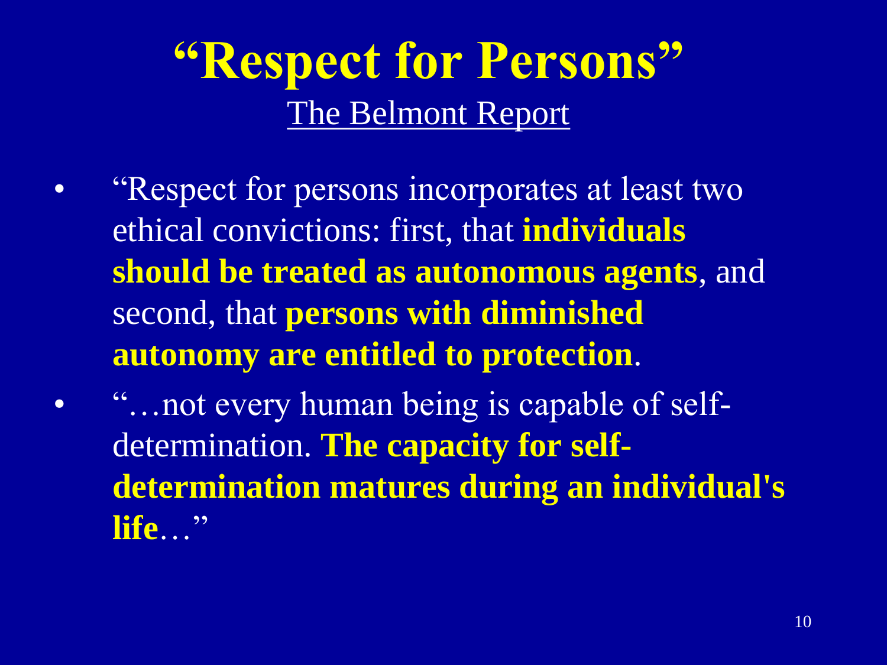# "Respect for Persons"

The Belmont Report

- "Respect for persons incorporates at least two ethical convictions: first, that **individuals should be treated as autonomous agents**, and second, that **persons with diminished autonomy are entitled to protection**.
- "…not every human being is capable of self-determination. **The capacity for self-determination matures during an individual's life**…"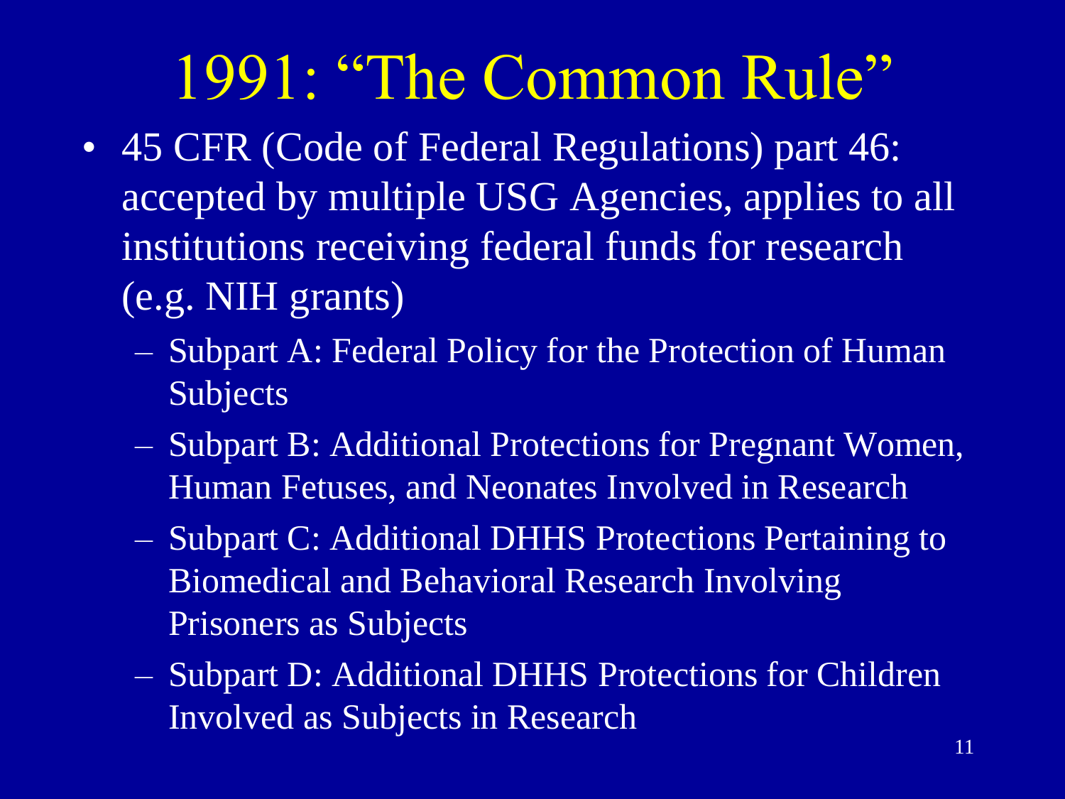# 1991: "The Common Rule"

- 45 CFR (Code of Federal Regulations) part 46: accepted by multiple USG Agencies, applies to all institutions receiving federal funds for research (e.g. NIH grants)
  - Subpart A: Federal Policy for the Protection of Human Subjects
  - Subpart B: Additional Protections for Pregnant Women, Human Fetuses, and Neonates Involved in Research
  - Subpart C: Additional DHHS Protections Pertaining to Biomedical and Behavioral Research Involving Prisoners as Subjects
  - Subpart D: Additional DHHS Protections for Children Involved as Subjects in Research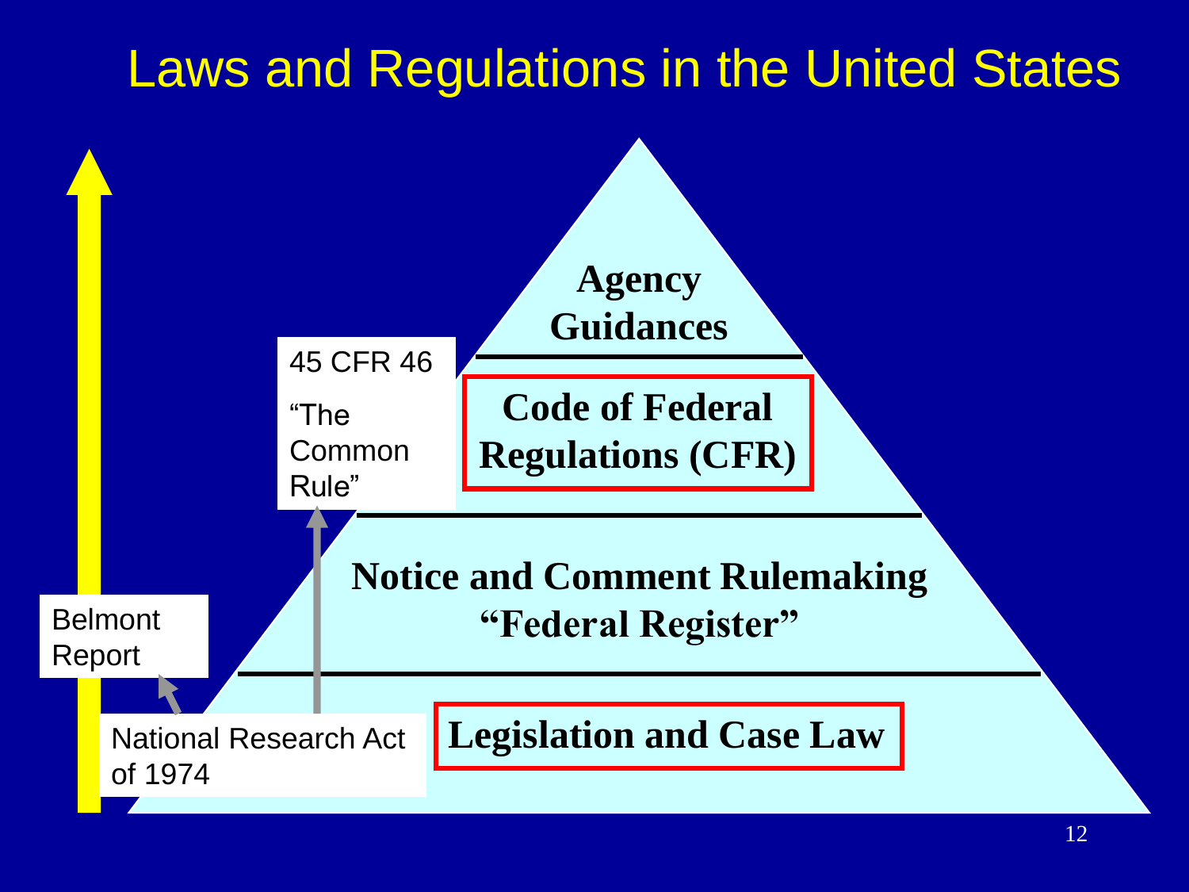# Laws and Regulations in the United States

**Agency Guidances**

**Code of Federal Regulations (CFR)**

**Notice and Comment Rulemaking "Federal Register"**

**Legislation and Case Law**

45 CFR 46

"The Common Rule"

Belmont Report

National Research Act of 1974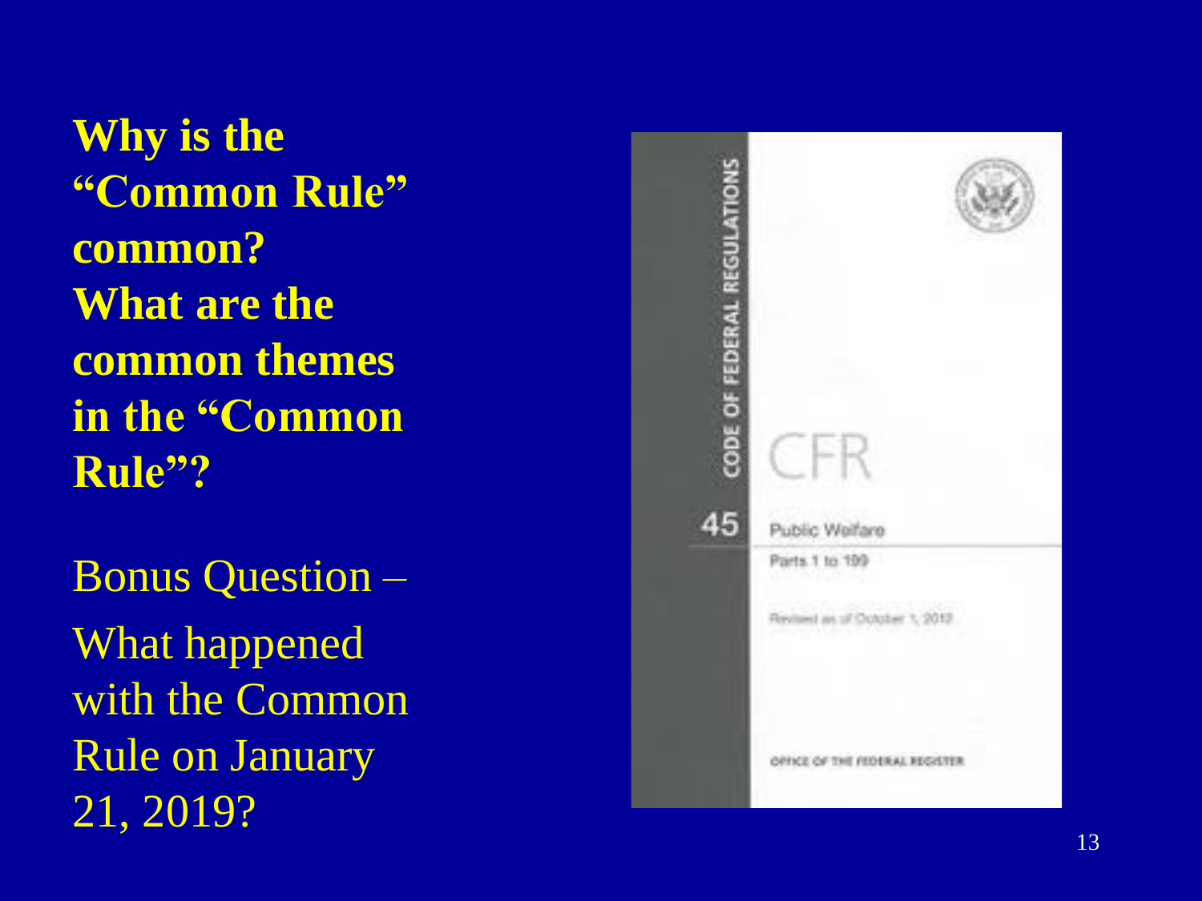**Why is the "Common Rule" common?**
**What are the common themes in the "Common Rule"?**

Bonus Question – What happened with the Common Rule on January 21, 2019?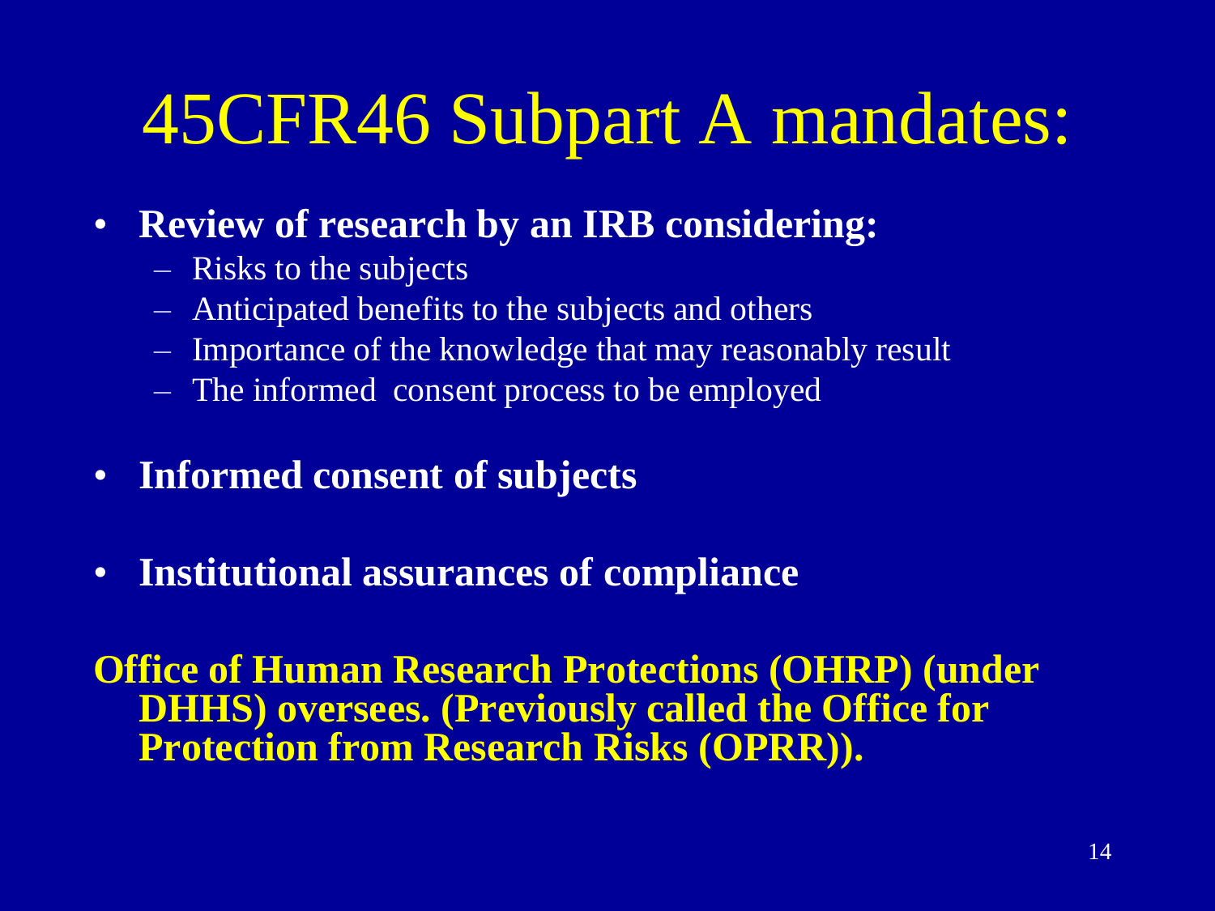# 45CFR46 Subpart A mandates:

- **Review of research by an IRB considering:**
  - Risks to the subjects
  - Anticipated benefits to the subjects and others
  - Importance of the knowledge that may reasonably result
  - The informed consent process to be employed
- **Informed consent of subjects**
- **Institutional assurances of compliance**

**Office of Human Research Protections (OHRP) (under DHHS) oversees. (Previously called the Office for Protection from Research Risks (OPRR)).**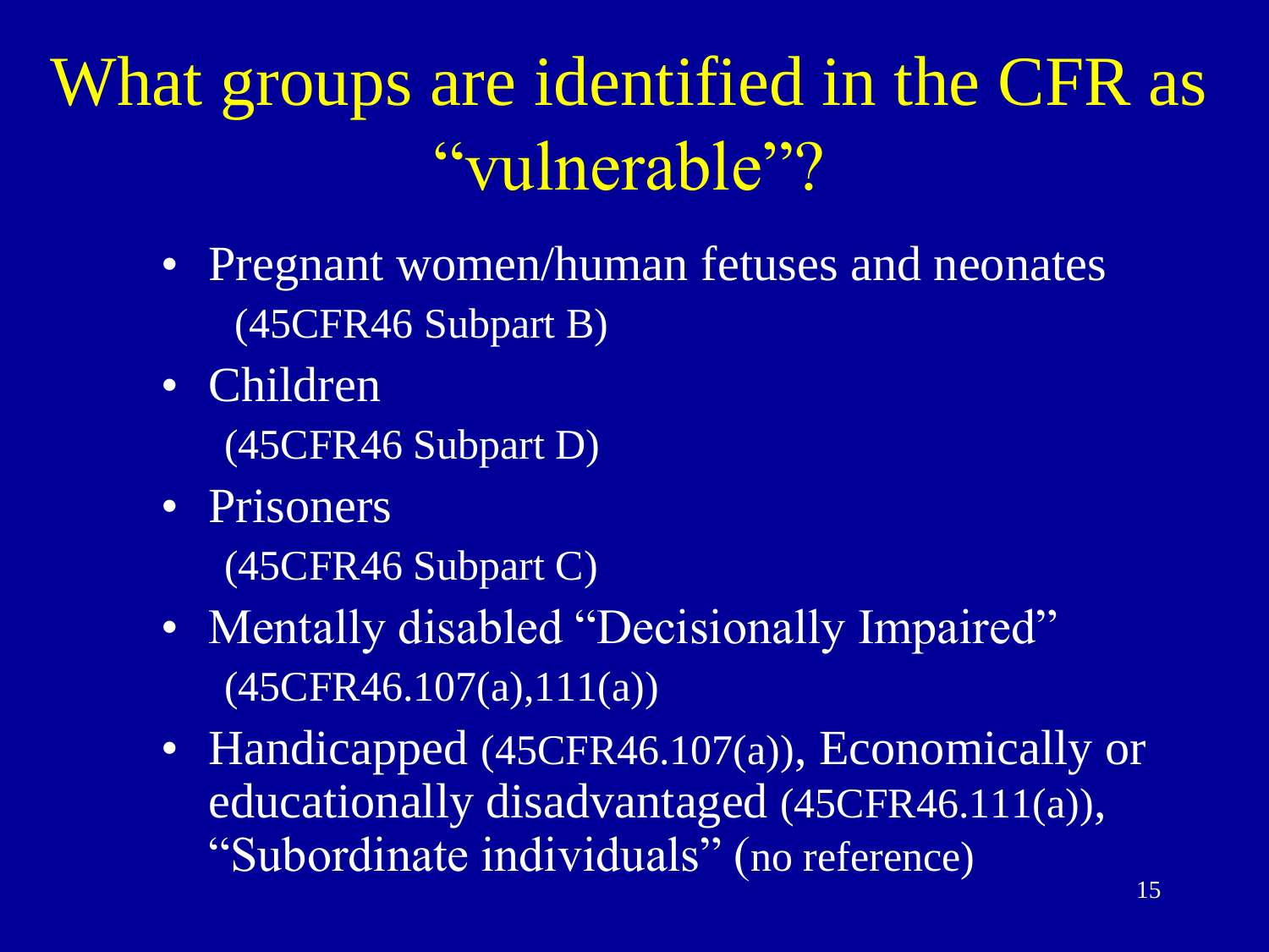# What groups are identified in the CFR as "vulnerable"?

- Pregnant women/human fetuses and neonates (45CFR46 Subpart B)
- Children (45CFR46 Subpart D)
- Prisoners (45CFR46 Subpart C)
- Mentally disabled "Decisionally Impaired" (45CFR46.107(a),111(a))
- Handicapped (45CFR46.107(a)), Economically or educationally disadvantaged (45CFR46.111(a)), "Subordinate individuals" (no reference)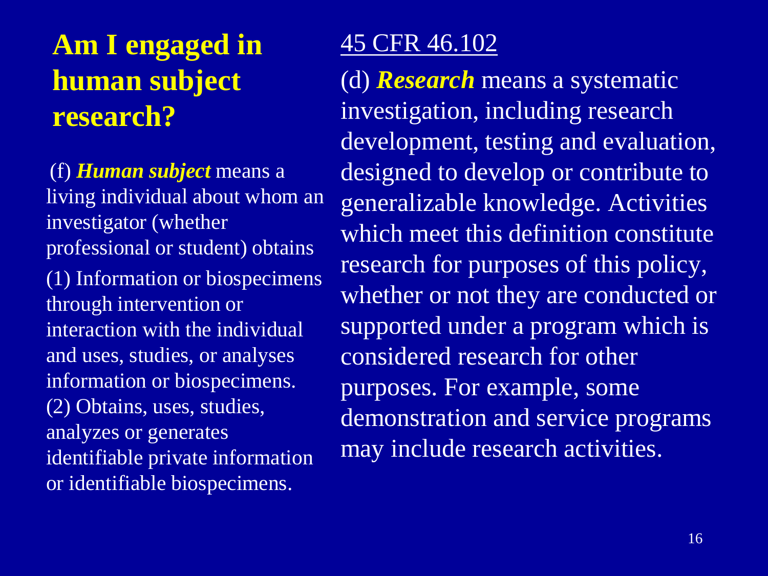# Am I engaged in human subject research?

(f) ***Human subject*** means a living individual about whom an investigator (whether professional or student) obtains

(1) Information or biospecimens through intervention or interaction with the individual and uses, studies, or analyses information or biospecimens.
(2) Obtains, uses, studies, analyzes or generates identifiable private information or identifiable biospecimens.

45 CFR 46.102

(d) ***Research*** means a systematic investigation, including research development, testing and evaluation, designed to develop or contribute to generalizable knowledge. Activities which meet this definition constitute research for purposes of this policy, whether or not they are conducted or supported under a program which is considered research for other purposes. For example, some demonstration and service programs may include research activities.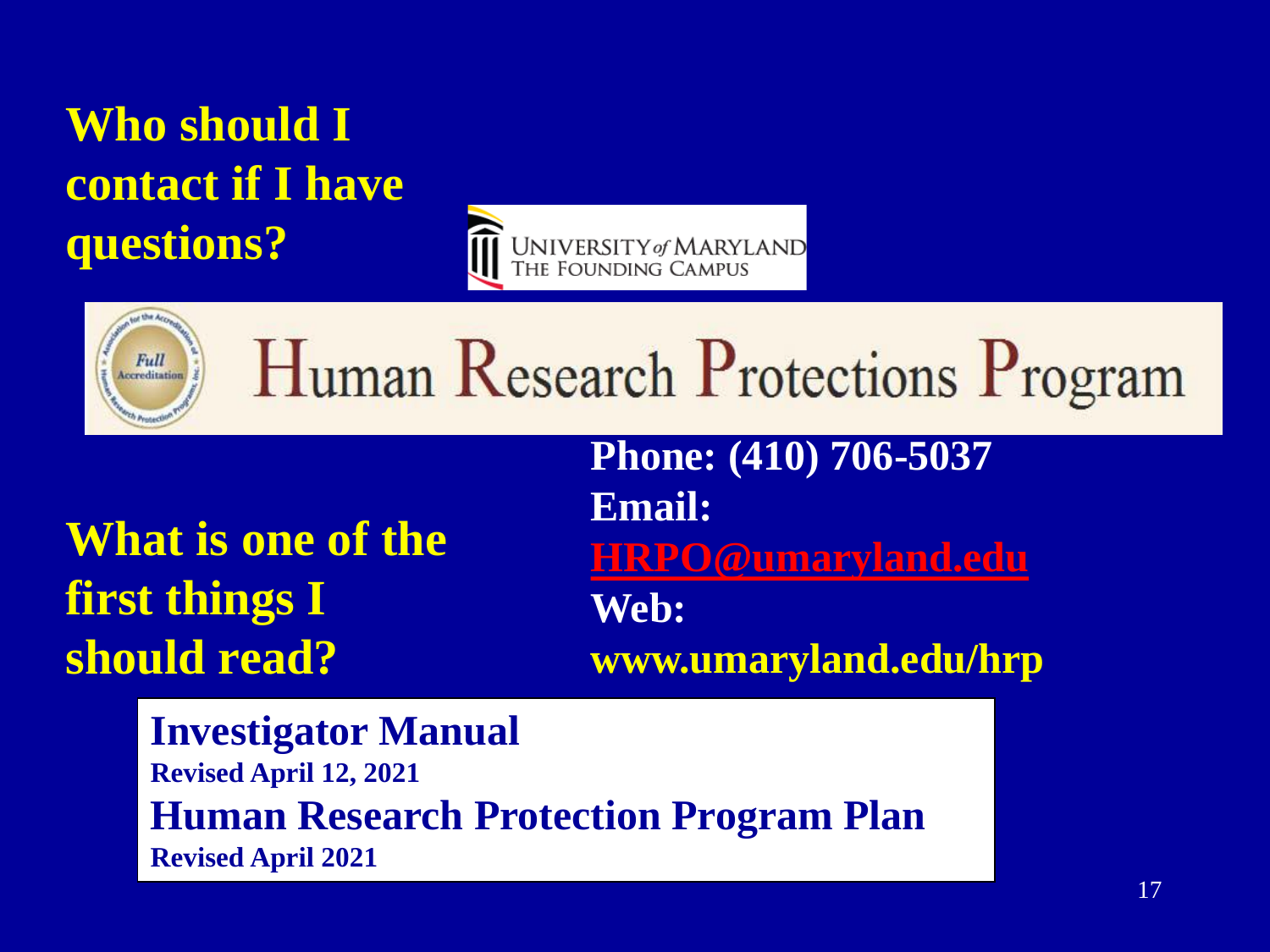## Who should I contact if I have questions?

UNIVERSITY of MARYLAND
THE FOUNDING CAMPUS

# Human Research Protections Program

**Phone: (410) 706-5037**
**Email:** **HRPO@umaryland.edu**
**Web:** **www.umaryland.edu/hrp**

## What is one of the first things I should read?

**Investigator Manual**
**Revised April 12, 2021**
**Human Research Protection Program Plan**
**Revised April 2021**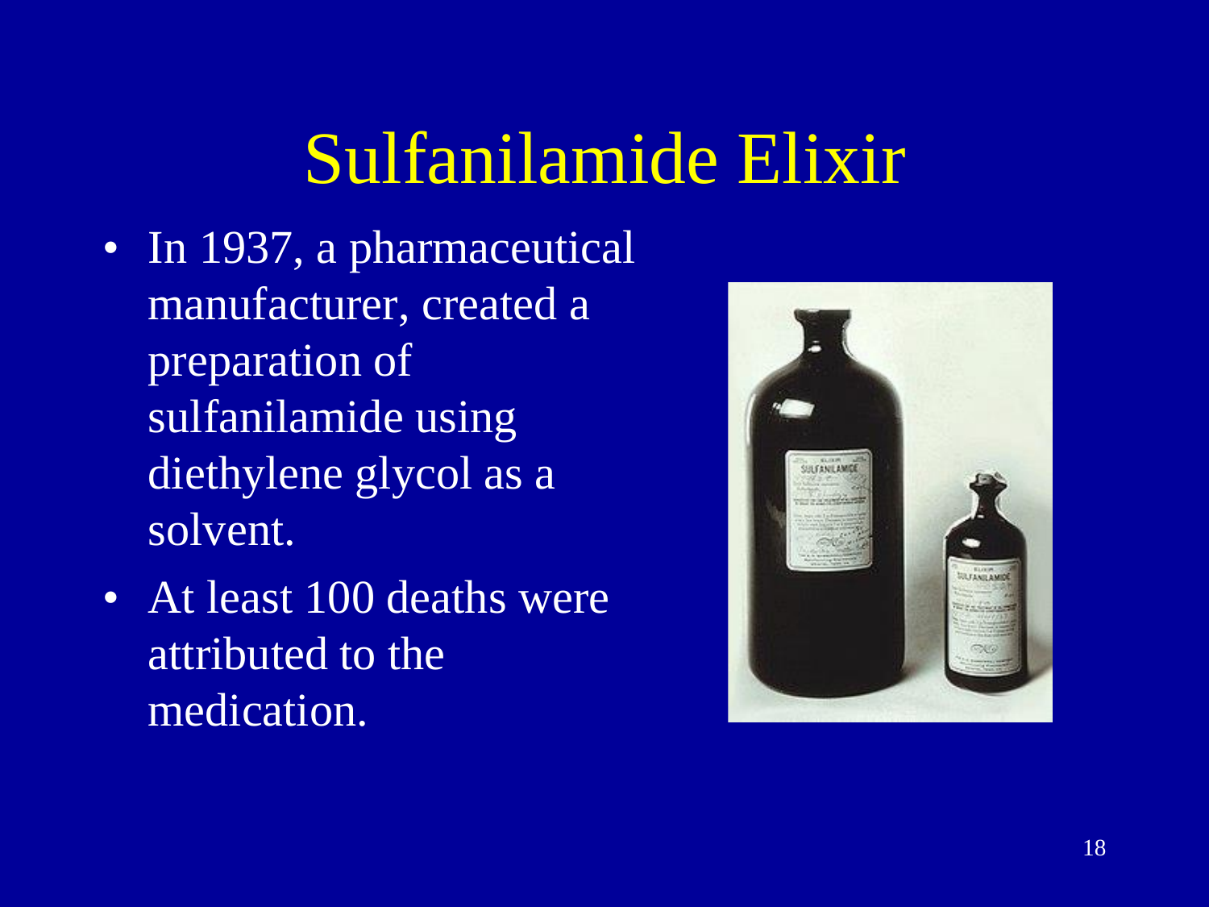# Sulfanilamide Elixir

- In 1937, a pharmaceutical manufacturer, created a preparation of sulfanilamide using diethylene glycol as a solvent.
- At least 100 deaths were attributed to the medication.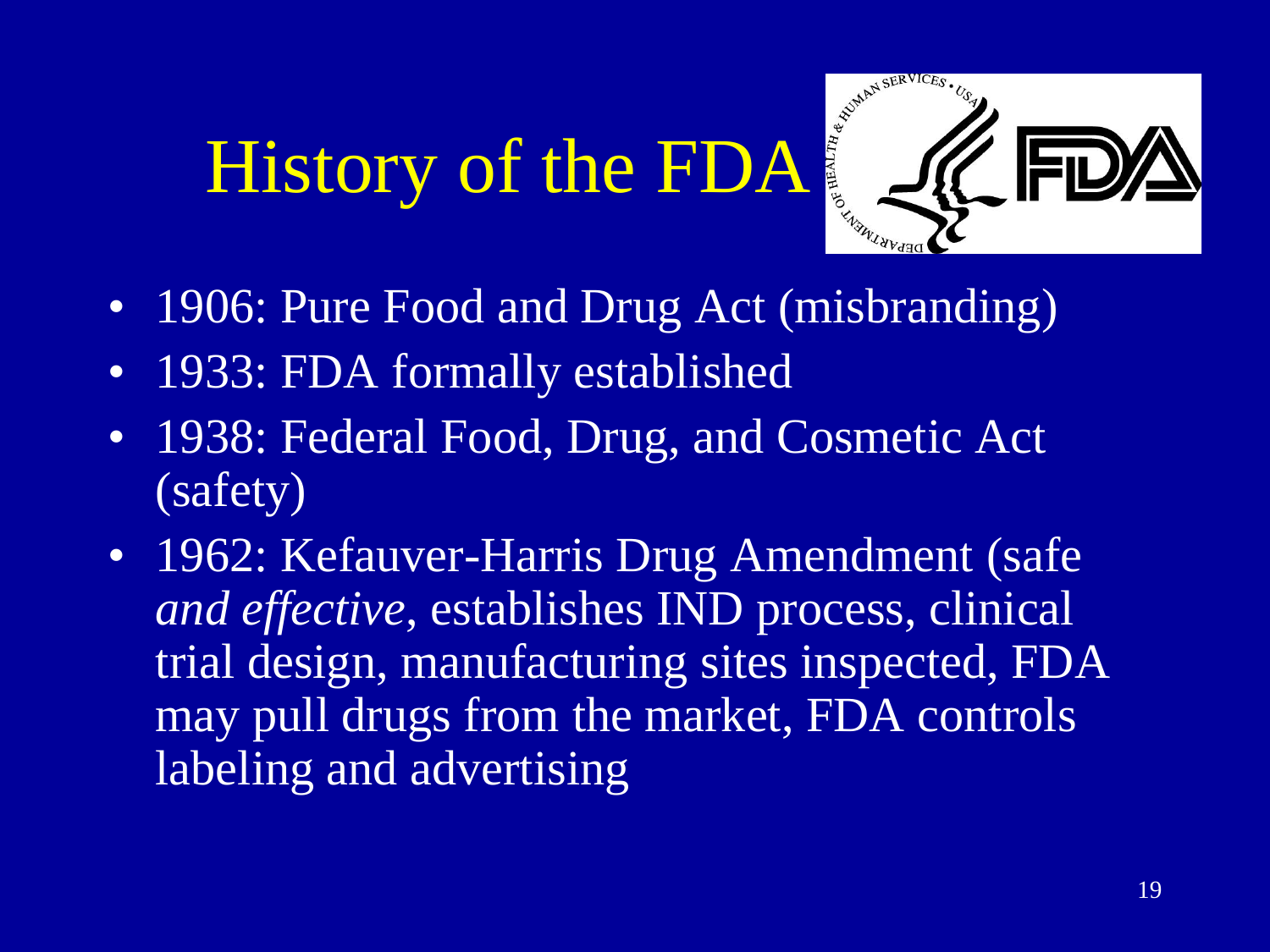# History of the FDA

- 1906: Pure Food and Drug Act (misbranding)
- 1933: FDA formally established
- 1938: Federal Food, Drug, and Cosmetic Act (safety)
- 1962: Kefauver-Harris Drug Amendment (safe *and effective*, establishes IND process, clinical trial design, manufacturing sites inspected, FDA may pull drugs from the market, FDA controls labeling and advertising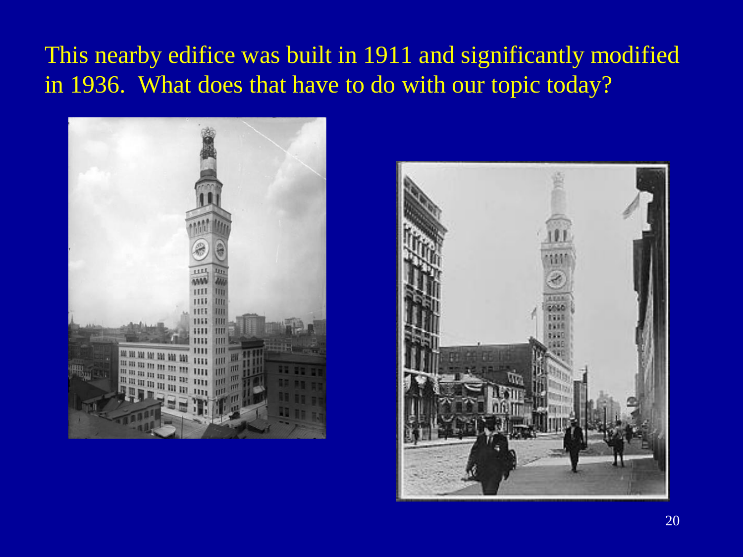This nearby edifice was built in 1911 and significantly modified in 1936. What does that have to do with our topic today?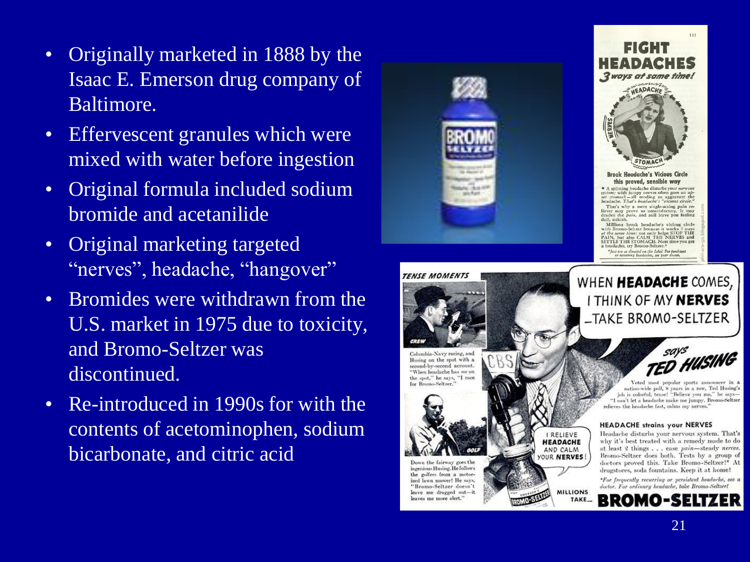- Originally marketed in 1888 by the Isaac E. Emerson drug company of Baltimore.
- Effervescent granules which were mixed with water before ingestion
- Original formula included sodium bromide and acetanilide
- Original marketing targeted "nerves", headache, "hangover"
- Bromides were withdrawn from the U.S. market in 1975 due to toxicity, and Bromo-Seltzer was discontinued.
- Re-introduced in 1990s for with the contents of acetominophen, sodium bicarbonate, and citric acid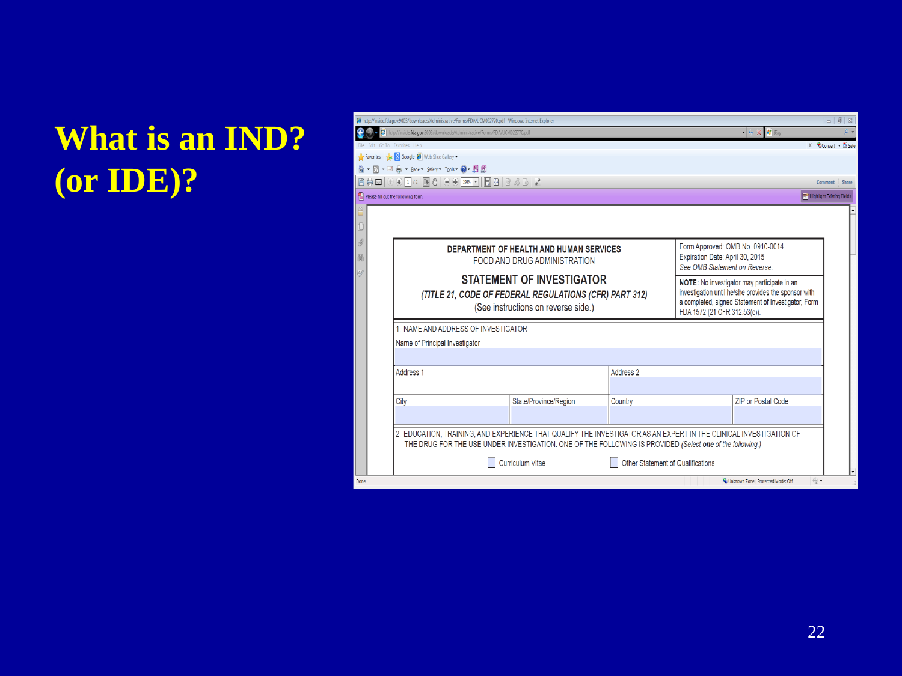# What is an IND? (or IDE)?

DEPARTMENT OF HEALTH AND HUMAN SERVICES
FOOD AND DRUG ADMINISTRATION

**STATEMENT OF INVESTIGATOR**

*(TITLE 21, CODE OF FEDERAL REGULATIONS (CFR) PART 312)*

(See instructions on reverse side.)

Form Approved: OMB No. 0910-0014
Expiration Date: April 30, 2015
*See OMB Statement on Reverse.*

**NOTE:** No investigator may participate in an investigation until he/she provides the sponsor with a completed, signed Statement of Investigator, Form FDA 1572 (21 CFR 312.53(c)).

1. NAME AND ADDRESS OF INVESTIGATOR

Name of Principal Investigator

| Address 1 | | Address 2 | |
|---|---|---|---|
| City | State/Province/Region | Country | ZIP or Postal Code |

2. EDUCATION, TRAINING, AND EXPERIENCE THAT QUALIFY THE INVESTIGATOR AS AN EXPERT IN THE CLINICAL INVESTIGATION OF THE DRUG FOR THE USE UNDER INVESTIGATION. ONE OF THE FOLLOWING IS PROVIDED *(Select **one** of the following.)*

☐ Curriculum Vitae ☐ Other Statement of Qualifications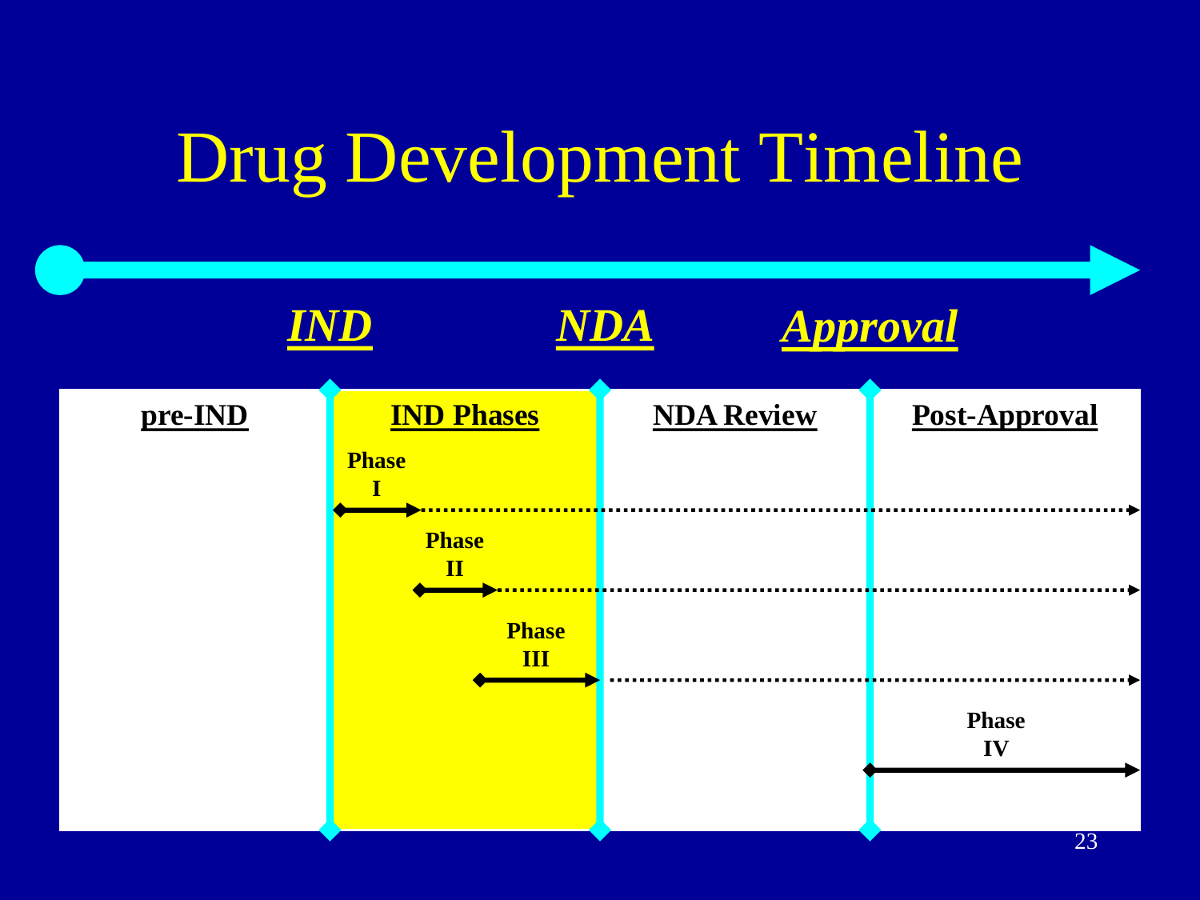# Drug Development Timeline

***IND*** ***NDA*** ***Approval***

| **pre-IND** | **IND Phases** | **NDA Review** | **Post-Approval** |
|---|---|---|---|
| | **Phase I** | | |
| | **Phase II** | | |
| | **Phase III** | | |
| | | | **Phase IV** |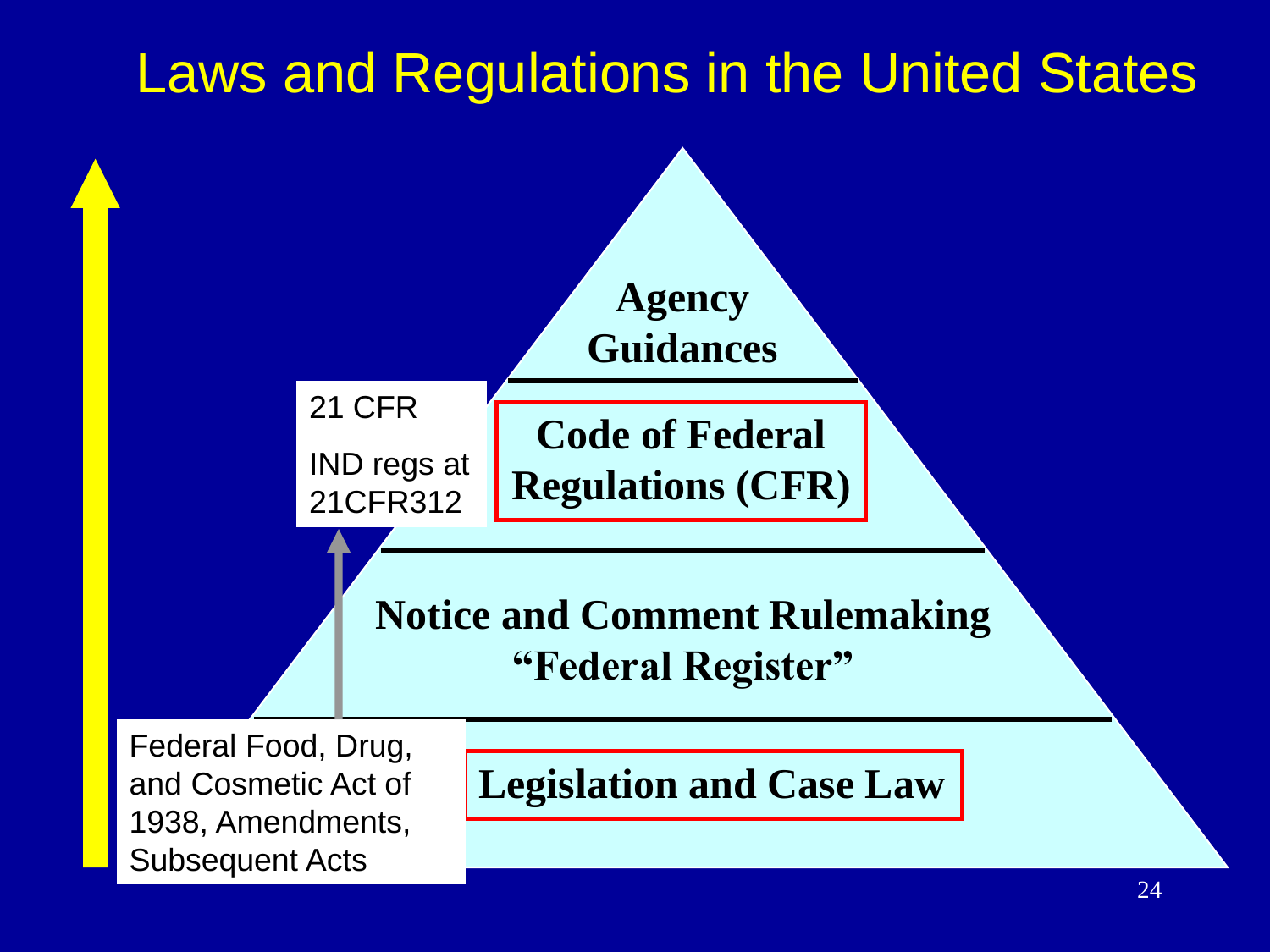# Laws and Regulations in the United States

**Agency Guidances**

**Code of Federal Regulations (CFR)**

21 CFR

IND regs at 21CFR312

**Notice and Comment Rulemaking "Federal Register"**

**Legislation and Case Law**

Federal Food, Drug, and Cosmetic Act of 1938, Amendments, Subsequent Acts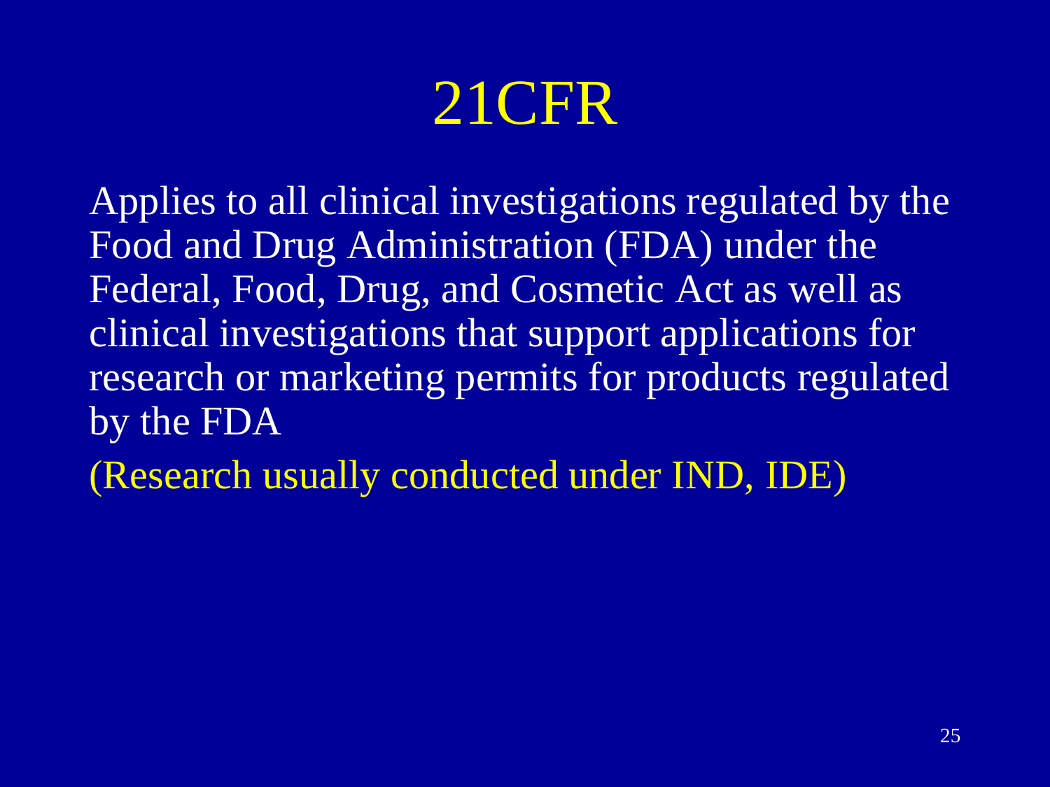# 21CFR

Applies to all clinical investigations regulated by the Food and Drug Administration (FDA) under the Federal, Food, Drug, and Cosmetic Act as well as clinical investigations that support applications for research or marketing permits for products regulated by the FDA

(Research usually conducted under IND, IDE)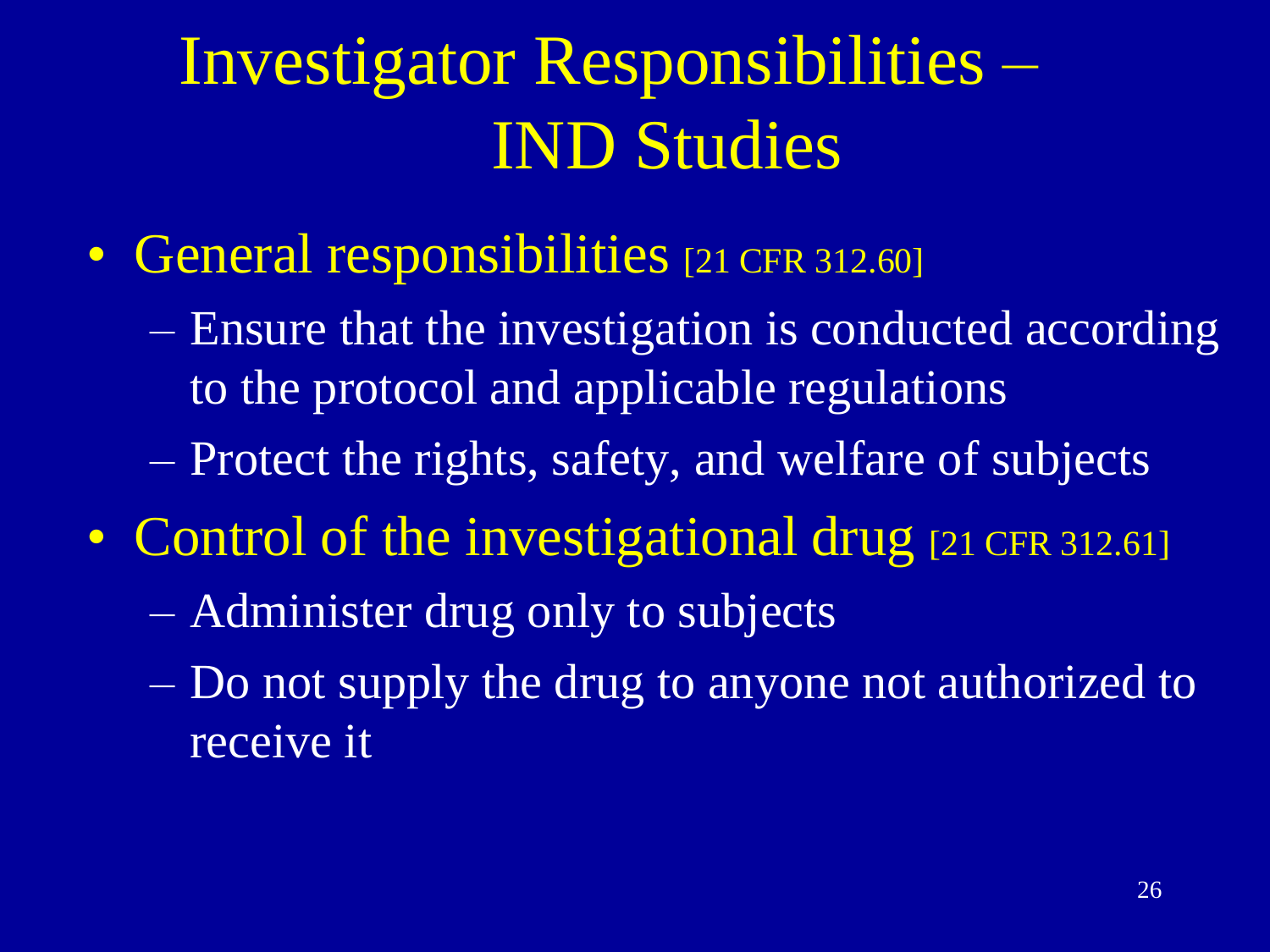# Investigator Responsibilities – IND Studies

- General responsibilities [21 CFR 312.60]
  - Ensure that the investigation is conducted according to the protocol and applicable regulations
  - Protect the rights, safety, and welfare of subjects
- Control of the investigational drug [21 CFR 312.61]
  - Administer drug only to subjects
  - Do not supply the drug to anyone not authorized to receive it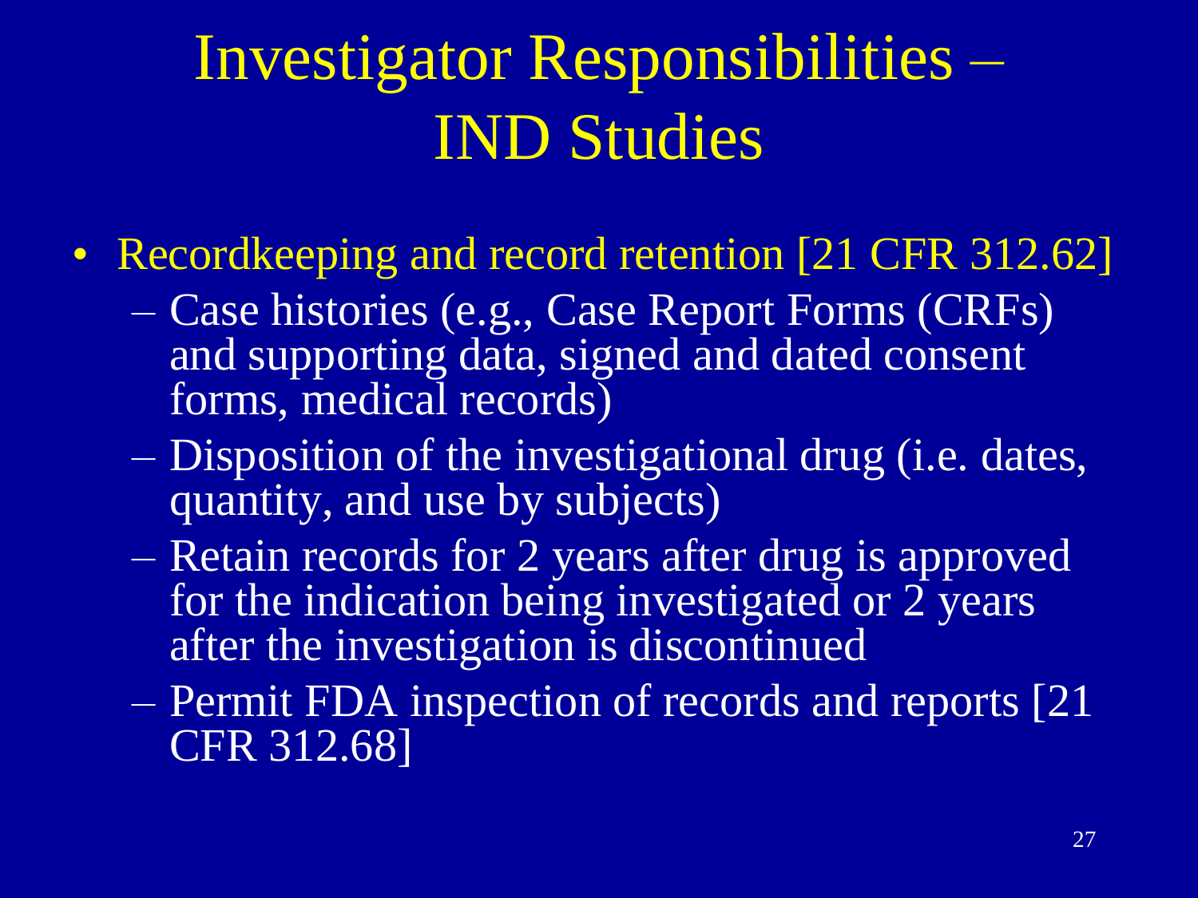# Investigator Responsibilities – IND Studies

- Recordkeeping and record retention [21 CFR 312.62]
  - Case histories (e.g., Case Report Forms (CRFs) and supporting data, signed and dated consent forms, medical records)
  - Disposition of the investigational drug (i.e. dates, quantity, and use by subjects)
  - Retain records for 2 years after drug is approved for the indication being investigated or 2 years after the investigation is discontinued
  - Permit FDA inspection of records and reports [21 CFR 312.68]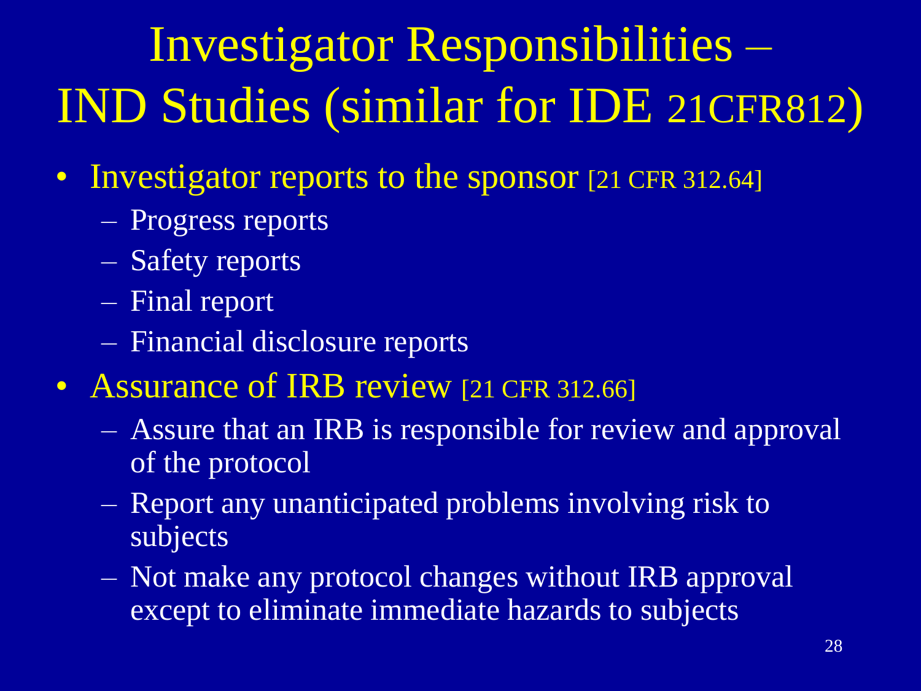# Investigator Responsibilities – IND Studies (similar for IDE 21CFR812)

- Investigator reports to the sponsor [21 CFR 312.64]
  - Progress reports
  - Safety reports
  - Final report
  - Financial disclosure reports
- Assurance of IRB review [21 CFR 312.66]
  - Assure that an IRB is responsible for review and approval of the protocol
  - Report any unanticipated problems involving risk to subjects
  - Not make any protocol changes without IRB approval except to eliminate immediate hazards to subjects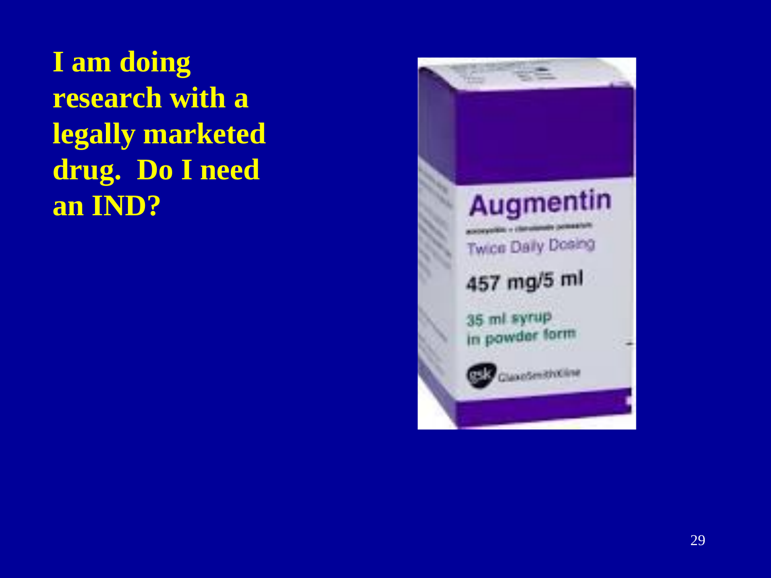**I am doing research with a legally marketed drug. Do I need an IND?**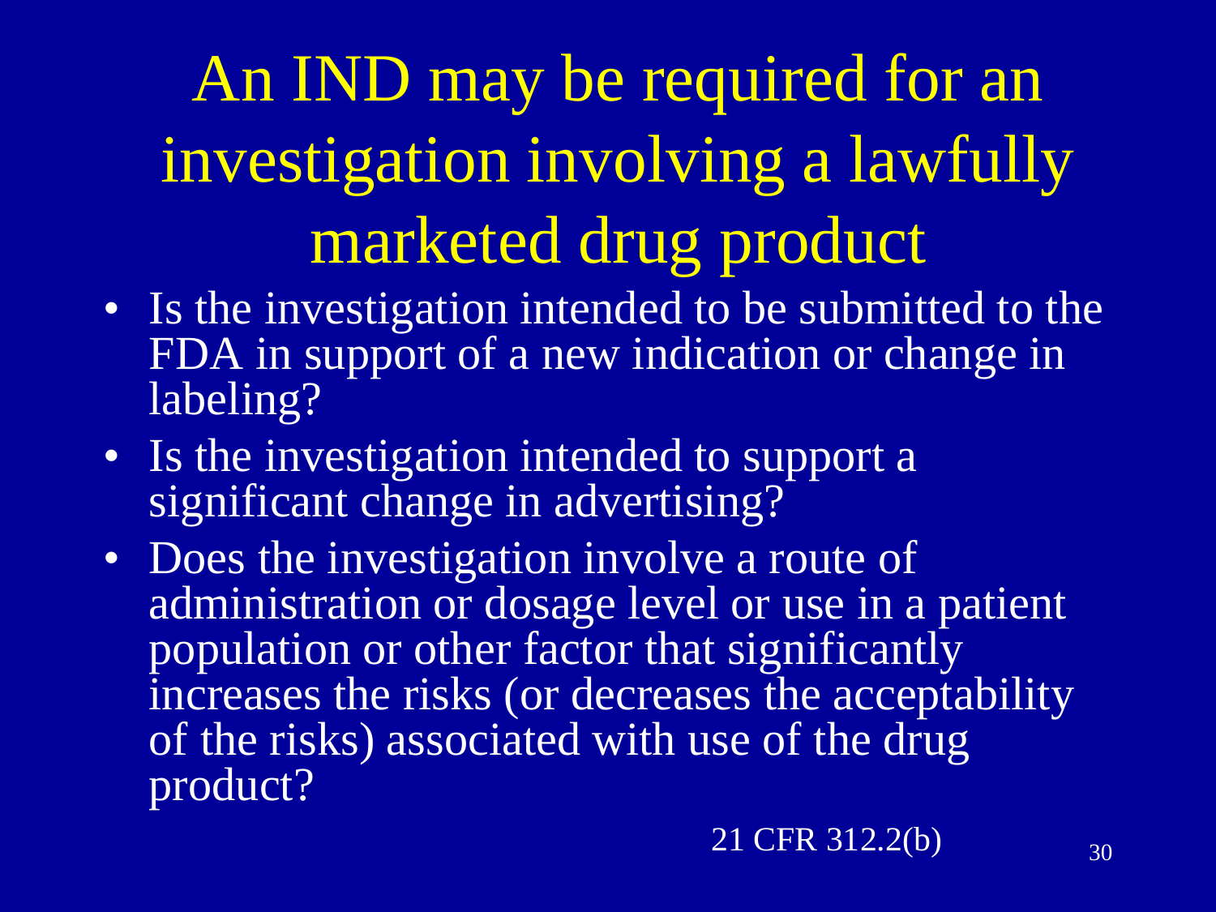# An IND may be required for an investigation involving a lawfully marketed drug product

- Is the investigation intended to be submitted to the FDA in support of a new indication or change in labeling?
- Is the investigation intended to support a significant change in advertising?
- Does the investigation involve a route of administration or dosage level or use in a patient population or other factor that significantly increases the risks (or decreases the acceptability of the risks) associated with use of the drug product?

21 CFR 312.2(b)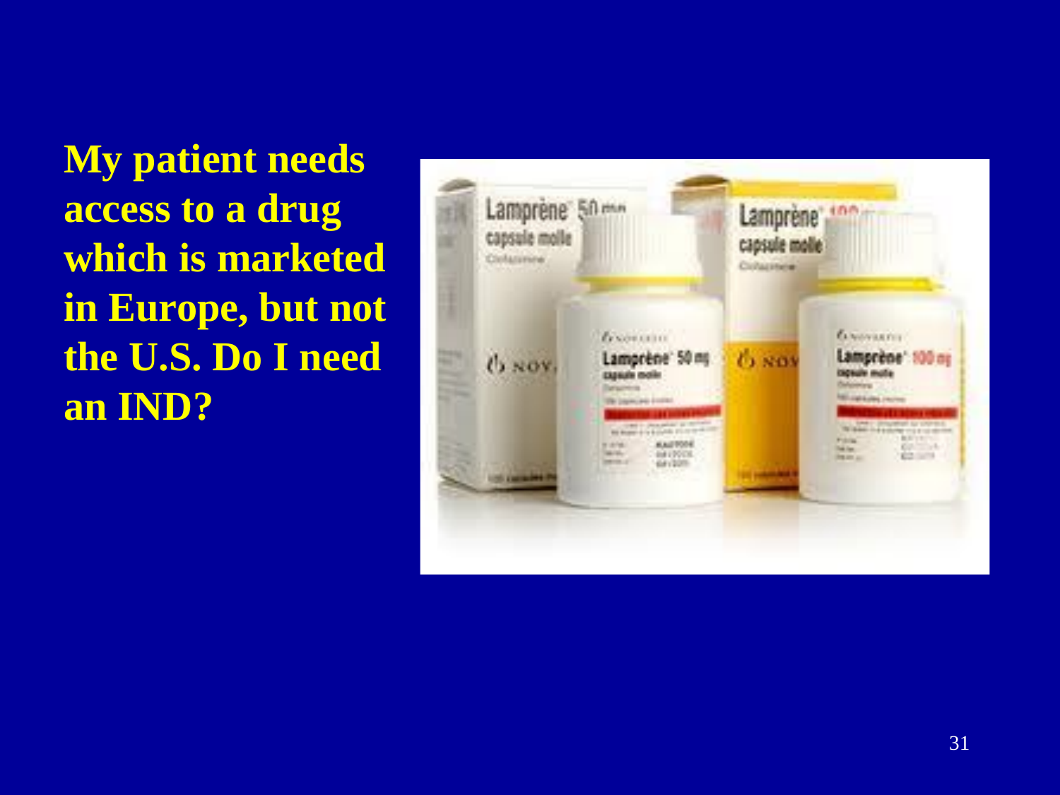**My patient needs access to a drug which is marketed in Europe, but not the U.S. Do I need an IND?**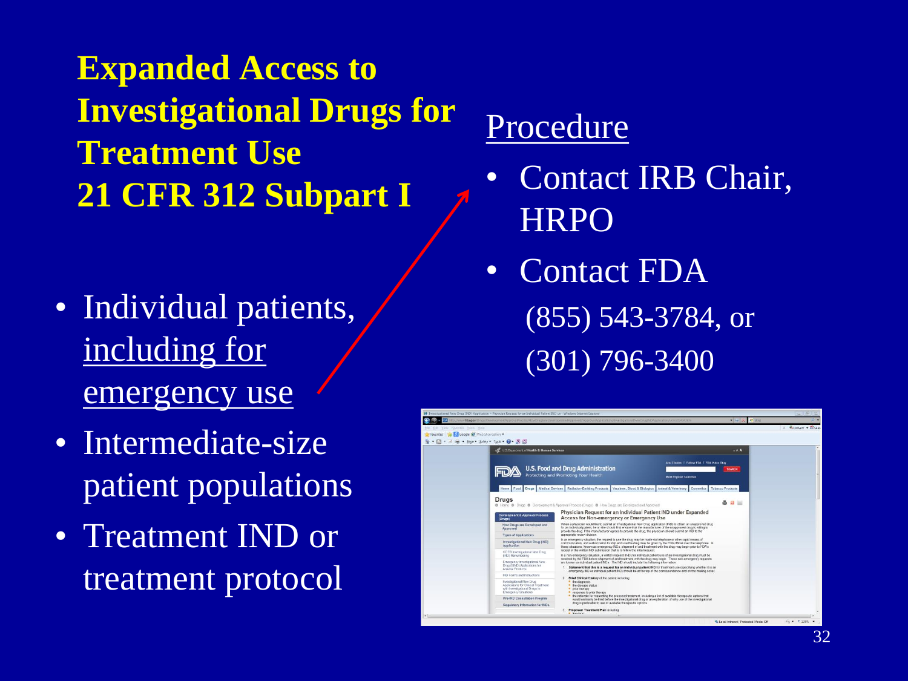# Expanded Access to Investigational Drugs for Treatment Use
# 21 CFR 312 Subpart I

- Individual patients, including for emergency use
- Intermediate-size patient populations
- Treatment IND or treatment protocol

## Procedure

- Contact IRB Chair, HRPO
- Contact FDA
  (855) 543-3784, or
  (301) 796-3400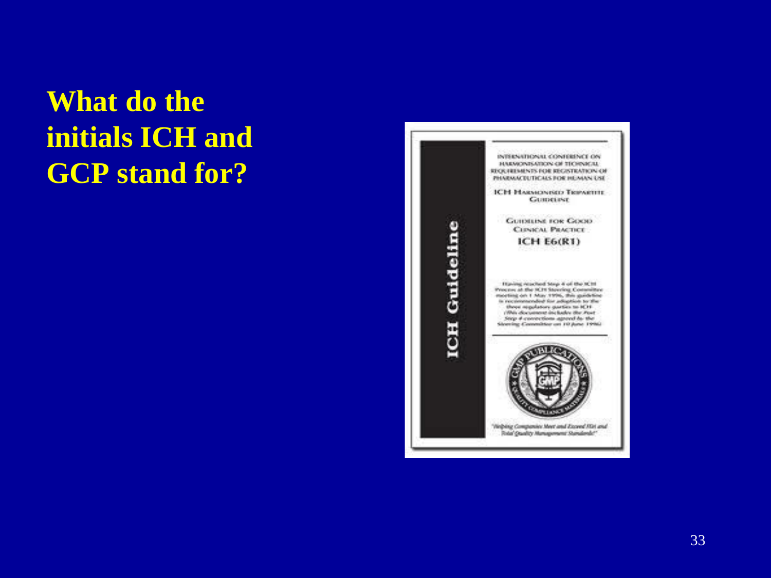# What do the initials ICH and GCP stand for?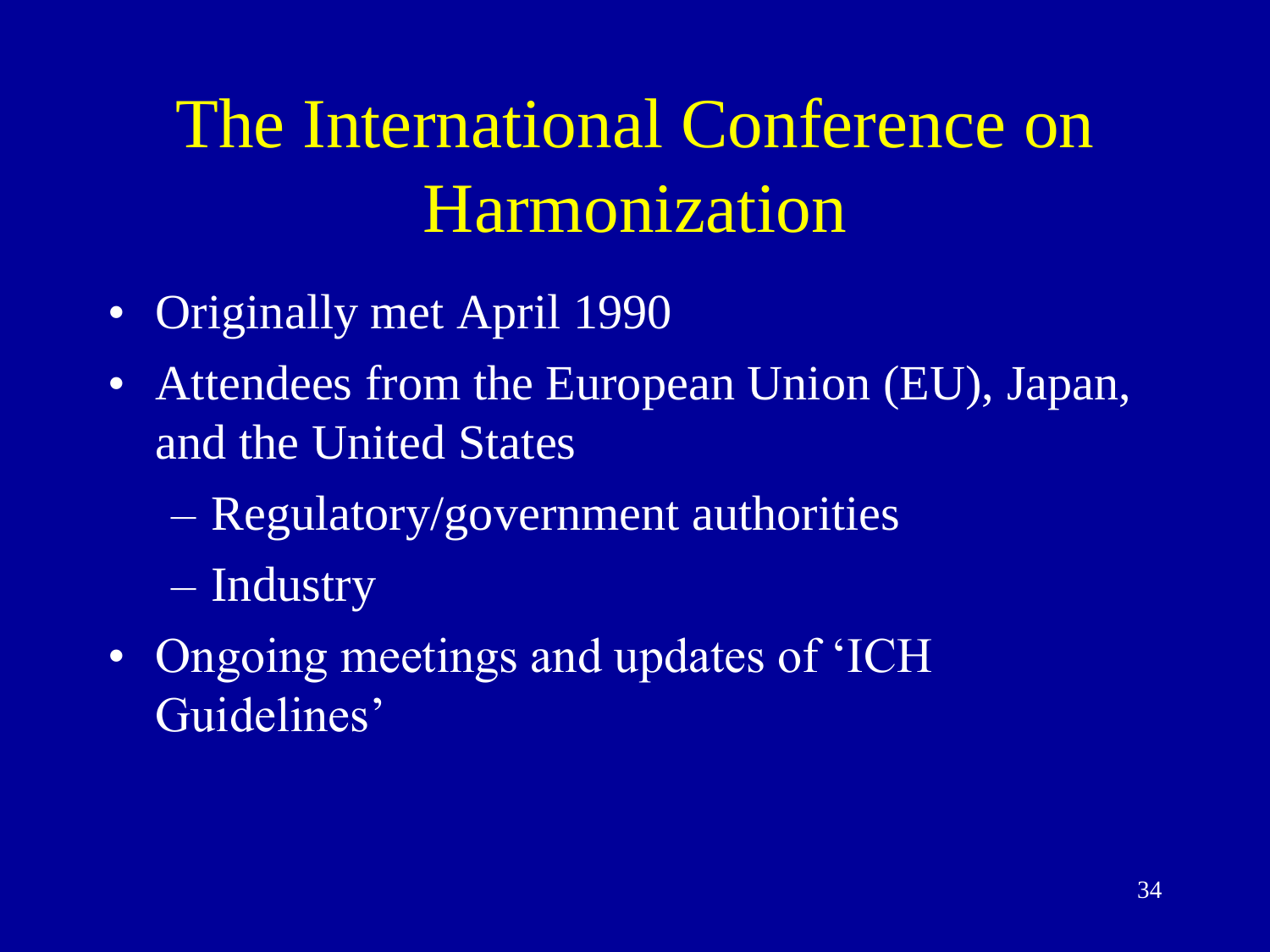# The International Conference on Harmonization

- Originally met April 1990
- Attendees from the European Union (EU), Japan, and the United States
  - Regulatory/government authorities
  - Industry
- Ongoing meetings and updates of 'ICH Guidelines'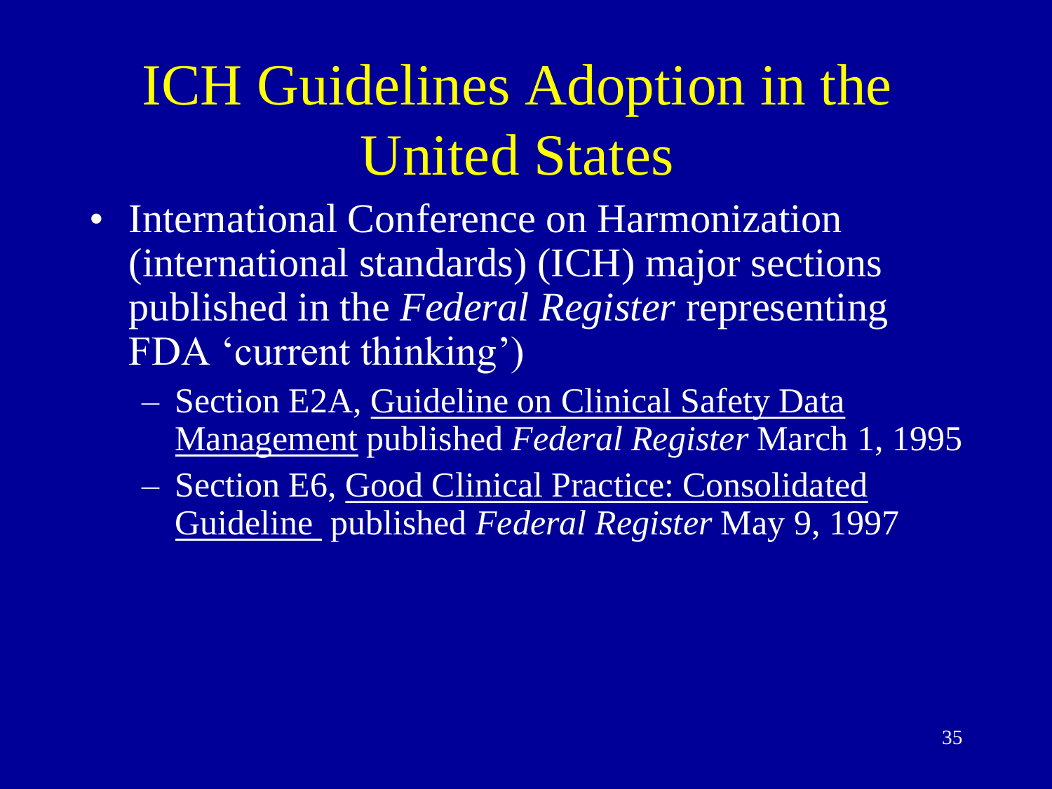# ICH Guidelines Adoption in the United States

- International Conference on Harmonization (international standards) (ICH) major sections published in the *Federal Register* representing FDA 'current thinking')
  - Section E2A, <u>Guideline on Clinical Safety Data Management</u> published *Federal Register* March 1, 1995
  - Section E6, <u>Good Clinical Practice: Consolidated Guideline</u> published *Federal Register* May 9, 1997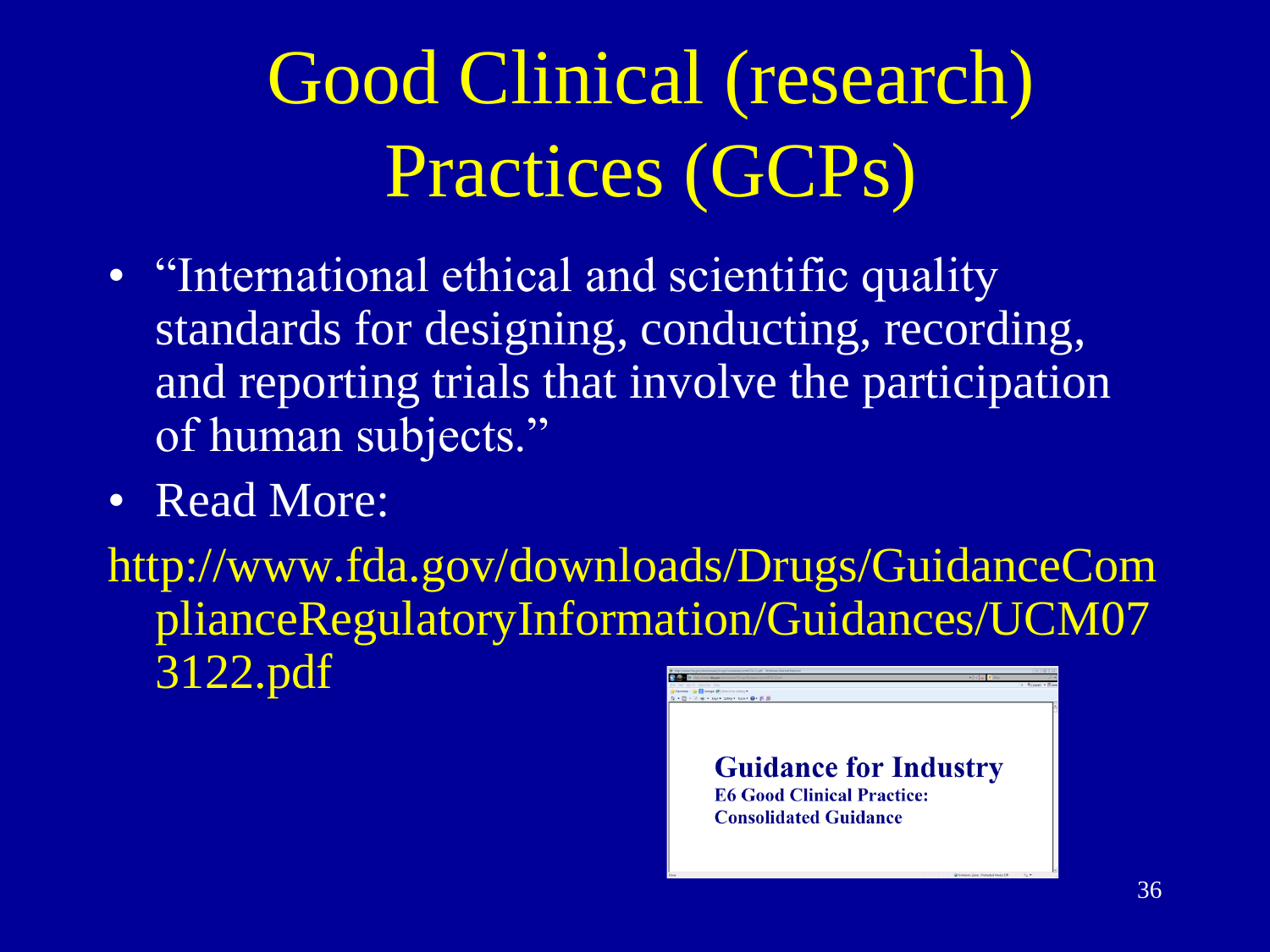# Good Clinical (research) Practices (GCPs)

- "International ethical and scientific quality standards for designing, conducting, recording, and reporting trials that involve the participation of human subjects."
- Read More:

http://www.fda.gov/downloads/Drugs/GuidanceComplianceRegulatoryInformation/Guidances/UCM073122.pdf

**Guidance for Industry**
**E6 Good Clinical Practice: Consolidated Guidance**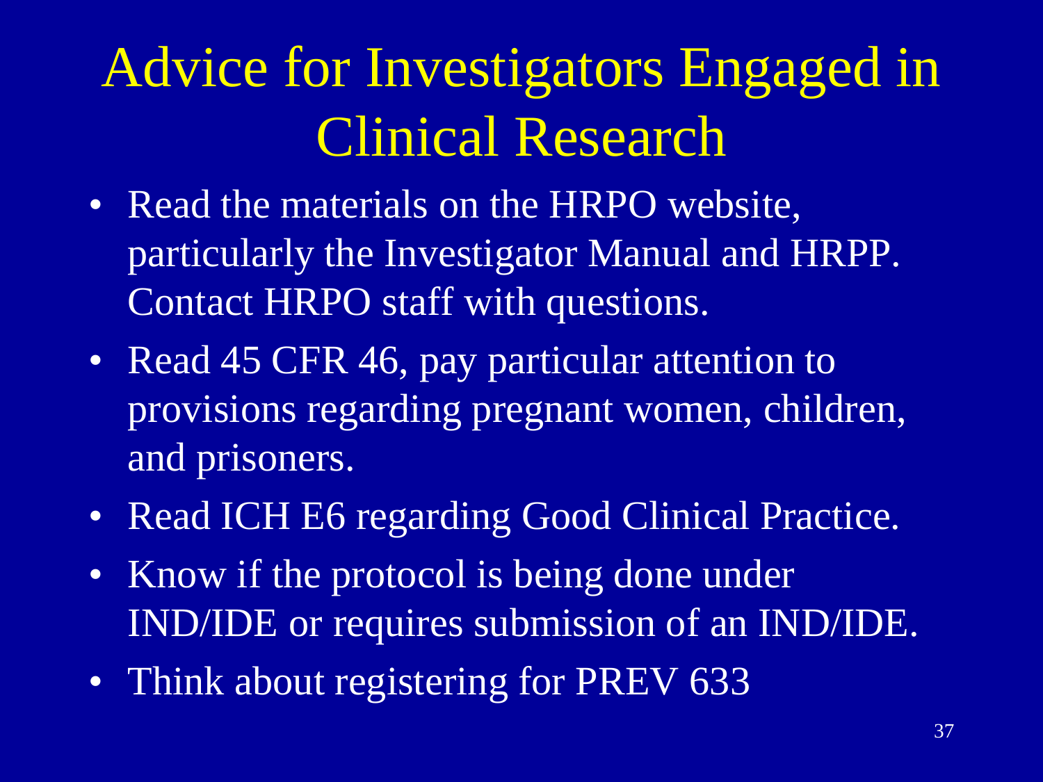# Advice for Investigators Engaged in Clinical Research

- Read the materials on the HRPO website, particularly the Investigator Manual and HRPP. Contact HRPO staff with questions.
- Read 45 CFR 46, pay particular attention to provisions regarding pregnant women, children, and prisoners.
- Read ICH E6 regarding Good Clinical Practice.
- Know if the protocol is being done under IND/IDE or requires submission of an IND/IDE.
- Think about registering for PREV 633